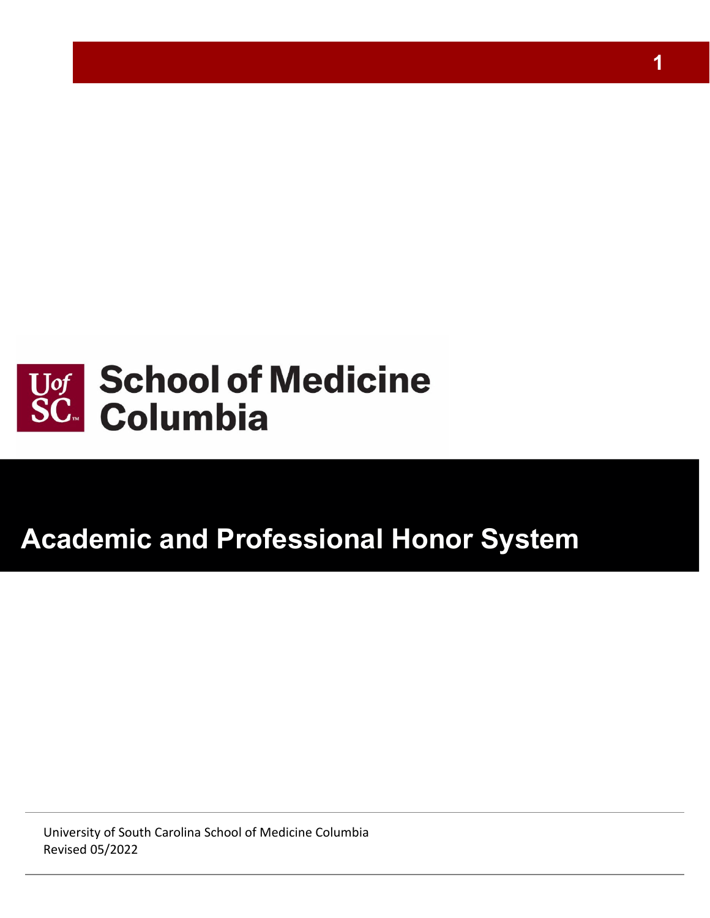UofSC School of Medicine Columbia

# Academic and Professional Honor System

University of South Carolina School of Medicine Columbia
Revised 05/2022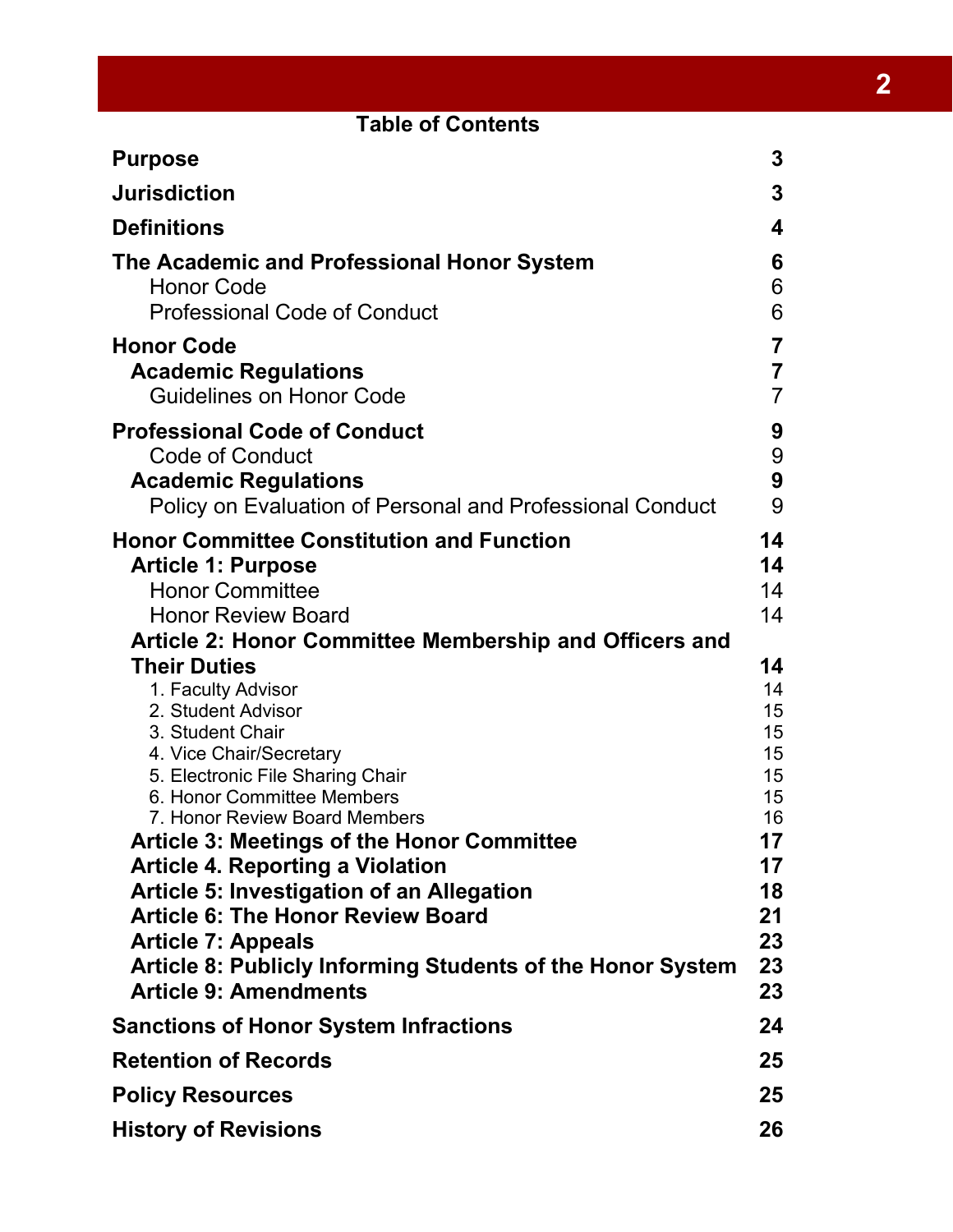## Table of Contents

| | |
|---|---|
| **Purpose** | **3** |
| **Jurisdiction** | **3** |
| **Definitions** | **4** |
| **The Academic and Professional Honor System** | **6** |
| Honor Code | 6 |
| Professional Code of Conduct | 6 |
| **Honor Code** | **7** |
| **Academic Regulations** | **7** |
| Guidelines on Honor Code | 7 |
| **Professional Code of Conduct** | **9** |
| Code of Conduct | 9 |
| **Academic Regulations** | **9** |
| Policy on Evaluation of Personal and Professional Conduct | 9 |
| **Honor Committee Constitution and Function** | **14** |
| **Article 1: Purpose** | **14** |
| Honor Committee | 14 |
| Honor Review Board | 14 |
| **Article 2: Honor Committee Membership and Officers and Their Duties** | **14** |
| 1. Faculty Advisor | 14 |
| 2. Student Advisor | 15 |
| 3. Student Chair | 15 |
| 4. Vice Chair/Secretary | 15 |
| 5. Electronic File Sharing Chair | 15 |
| 6. Honor Committee Members | 15 |
| 7. Honor Review Board Members | 16 |
| **Article 3: Meetings of the Honor Committee** | **17** |
| **Article 4. Reporting a Violation** | **17** |
| **Article 5: Investigation of an Allegation** | **18** |
| **Article 6: The Honor Review Board** | **21** |
| **Article 7: Appeals** | **23** |
| **Article 8: Publicly Informing Students of the Honor System** | **23** |
| **Article 9: Amendments** | **23** |
| **Sanctions of Honor System Infractions** | **24** |
| **Retention of Records** | **25** |
| **Policy Resources** | **25** |
| **History of Revisions** | **26** |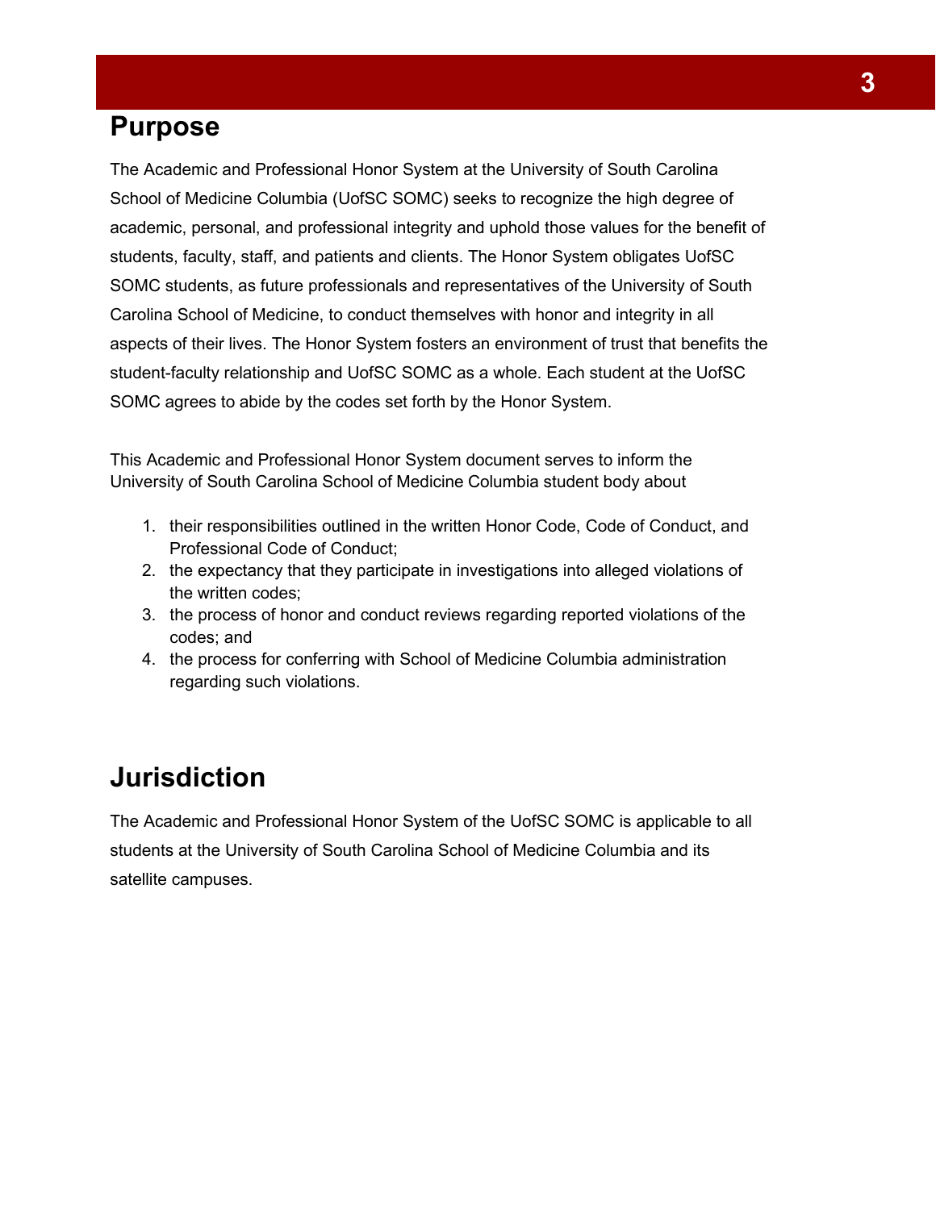## Purpose

The Academic and Professional Honor System at the University of South Carolina School of Medicine Columbia (UofSC SOMC) seeks to recognize the high degree of academic, personal, and professional integrity and uphold those values for the benefit of students, faculty, staff, and patients and clients. The Honor System obligates UofSC SOMC students, as future professionals and representatives of the University of South Carolina School of Medicine, to conduct themselves with honor and integrity in all aspects of their lives. The Honor System fosters an environment of trust that benefits the student-faculty relationship and UofSC SOMC as a whole. Each student at the UofSC SOMC agrees to abide by the codes set forth by the Honor System.

This Academic and Professional Honor System document serves to inform the University of South Carolina School of Medicine Columbia student body about

1. their responsibilities outlined in the written Honor Code, Code of Conduct, and Professional Code of Conduct;
2. the expectancy that they participate in investigations into alleged violations of the written codes;
3. the process of honor and conduct reviews regarding reported violations of the codes; and
4. the process for conferring with School of Medicine Columbia administration regarding such violations.

## Jurisdiction

The Academic and Professional Honor System of the UofSC SOMC is applicable to all students at the University of South Carolina School of Medicine Columbia and its satellite campuses.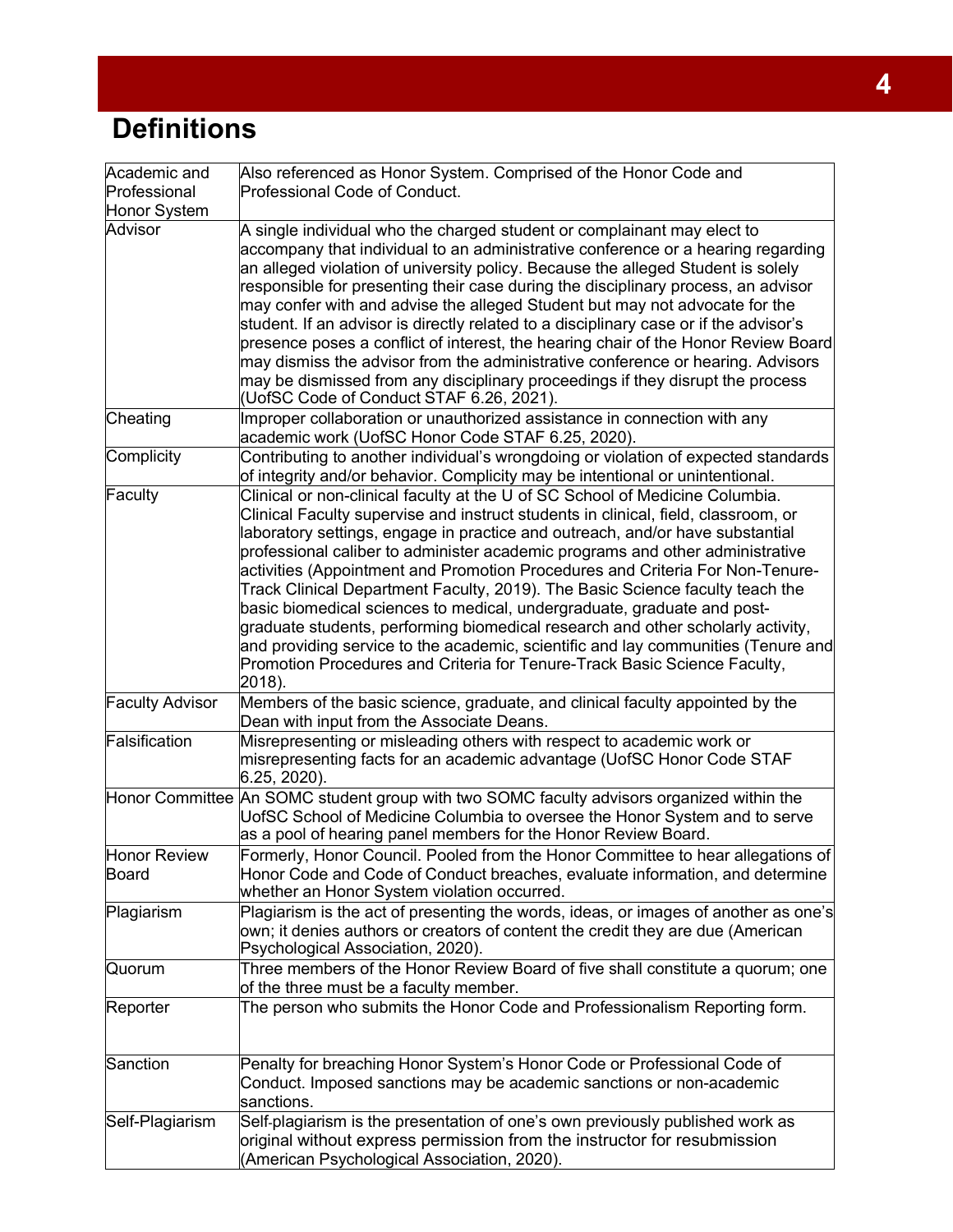# Definitions

| | |
|---|---|
| Academic and Professional Honor System | Also referenced as Honor System. Comprised of the Honor Code and Professional Code of Conduct. |
| Advisor | A single individual who the charged student or complainant may elect to accompany that individual to an administrative conference or a hearing regarding an alleged violation of university policy. Because the alleged Student is solely responsible for presenting their case during the disciplinary process, an advisor may confer with and advise the alleged Student but may not advocate for the student. If an advisor is directly related to a disciplinary case or if the advisor's presence poses a conflict of interest, the hearing chair of the Honor Review Board may dismiss the advisor from the administrative conference or hearing. Advisors may be dismissed from any disciplinary proceedings if they disrupt the process (UofSC Code of Conduct STAF 6.26, 2021). |
| Cheating | Improper collaboration or unauthorized assistance in connection with any academic work (UofSC Honor Code STAF 6.25, 2020). |
| Complicity | Contributing to another individual's wrongdoing or violation of expected standards of integrity and/or behavior. Complicity may be intentional or unintentional. |
| Faculty | Clinical or non-clinical faculty at the U of SC School of Medicine Columbia. Clinical Faculty supervise and instruct students in clinical, field, classroom, or laboratory settings, engage in practice and outreach, and/or have substantial professional caliber to administer academic programs and other administrative activities (Appointment and Promotion Procedures and Criteria For Non-Tenure-Track Clinical Department Faculty, 2019). The Basic Science faculty teach the basic biomedical sciences to medical, undergraduate, graduate and post-graduate students, performing biomedical research and other scholarly activity, and providing service to the academic, scientific and lay communities (Tenure and Promotion Procedures and Criteria for Tenure-Track Basic Science Faculty, 2018). |
| Faculty Advisor | Members of the basic science, graduate, and clinical faculty appointed by the Dean with input from the Associate Deans. |
| Falsification | Misrepresenting or misleading others with respect to academic work or misrepresenting facts for an academic advantage (UofSC Honor Code STAF 6.25, 2020). |
| Honor Committee | An SOMC student group with two SOMC faculty advisors organized within the UofSC School of Medicine Columbia to oversee the Honor System and to serve as a pool of hearing panel members for the Honor Review Board. |
| Honor Review Board | Formerly, Honor Council. Pooled from the Honor Committee to hear allegations of Honor Code and Code of Conduct breaches, evaluate information, and determine whether an Honor System violation occurred. |
| Plagiarism | Plagiarism is the act of presenting the words, ideas, or images of another as one's own; it denies authors or creators of content the credit they are due (American Psychological Association, 2020). |
| Quorum | Three members of the Honor Review Board of five shall constitute a quorum; one of the three must be a faculty member. |
| Reporter | The person who submits the Honor Code and Professionalism Reporting form. |
| Sanction | Penalty for breaching Honor System's Honor Code or Professional Code of Conduct. Imposed sanctions may be academic sanctions or non-academic sanctions. |
| Self-Plagiarism | Self-plagiarism is the presentation of one's own previously published work as original without express permission from the instructor for resubmission (American Psychological Association, 2020). |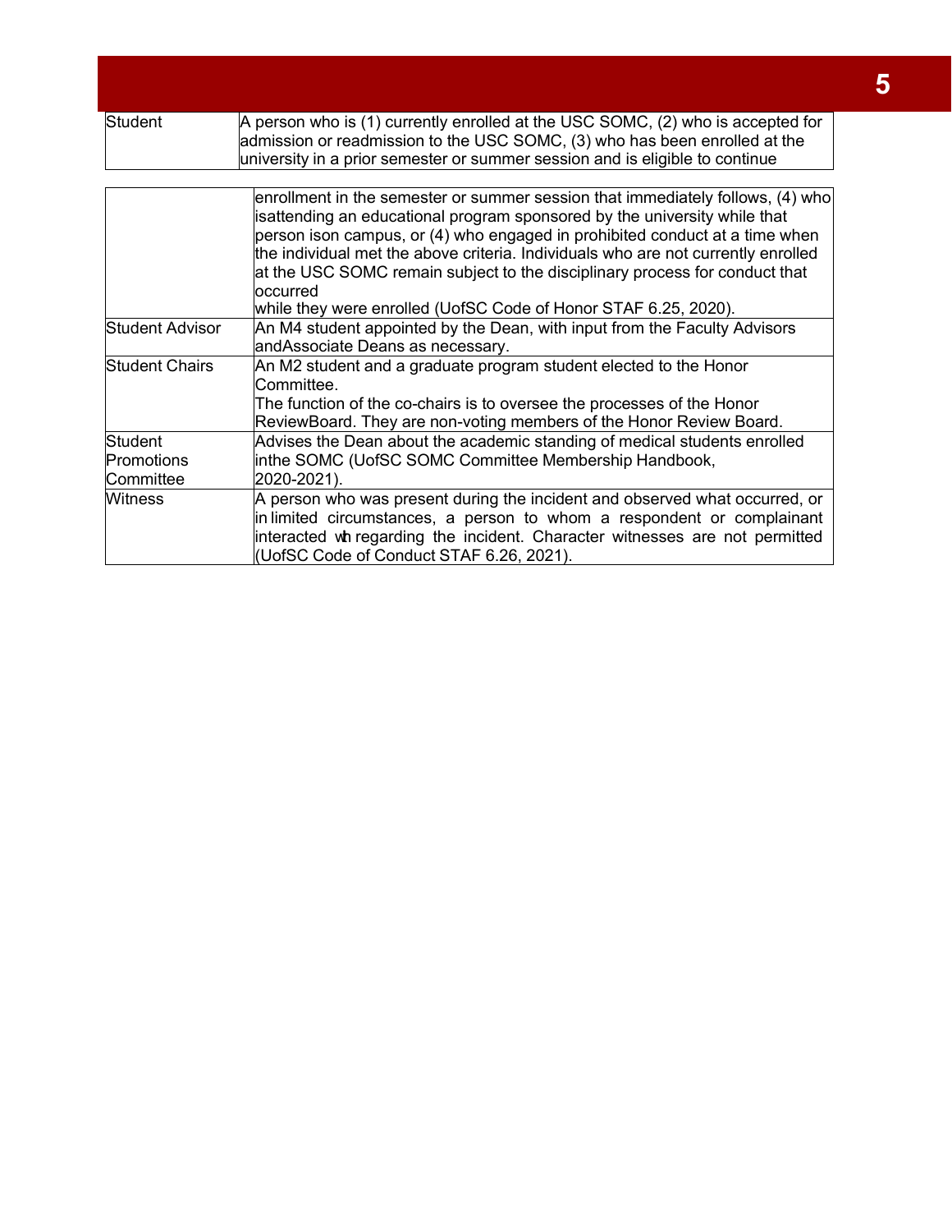| | |
|---|---|
| Student | A person who is (1) currently enrolled at the USC SOMC, (2) who is accepted for admission or readmission to the USC SOMC, (3) who has been enrolled at the university in a prior semester or summer session and is eligible to continue enrollment in the semester or summer session that immediately follows, (4) who isattending an educational program sponsored by the university while that person ison campus, or (4) who engaged in prohibited conduct at a time when the individual met the above criteria. Individuals who are not currently enrolled at the USC SOMC remain subject to the disciplinary process for conduct that occurred while they were enrolled (UofSC Code of Honor STAF 6.25, 2020). |
| Student Advisor | An M4 student appointed by the Dean, with input from the Faculty Advisors andAssociate Deans as necessary. |
| Student Chairs | An M2 student and a graduate program student elected to the Honor Committee. The function of the co-chairs is to oversee the processes of the Honor ReviewBoard. They are non-voting members of the Honor Review Board. |
| Student Promotions Committee | Advises the Dean about the academic standing of medical students enrolled inthe SOMC (UofSC SOMC Committee Membership Handbook, 2020-2021). |
| Witness | A person who was present during the incident and observed what occurred, or in limited circumstances, a person to whom a respondent or complainant interacted wh regarding the incident. Character witnesses are not permitted (UofSC Code of Conduct STAF 6.26, 2021). |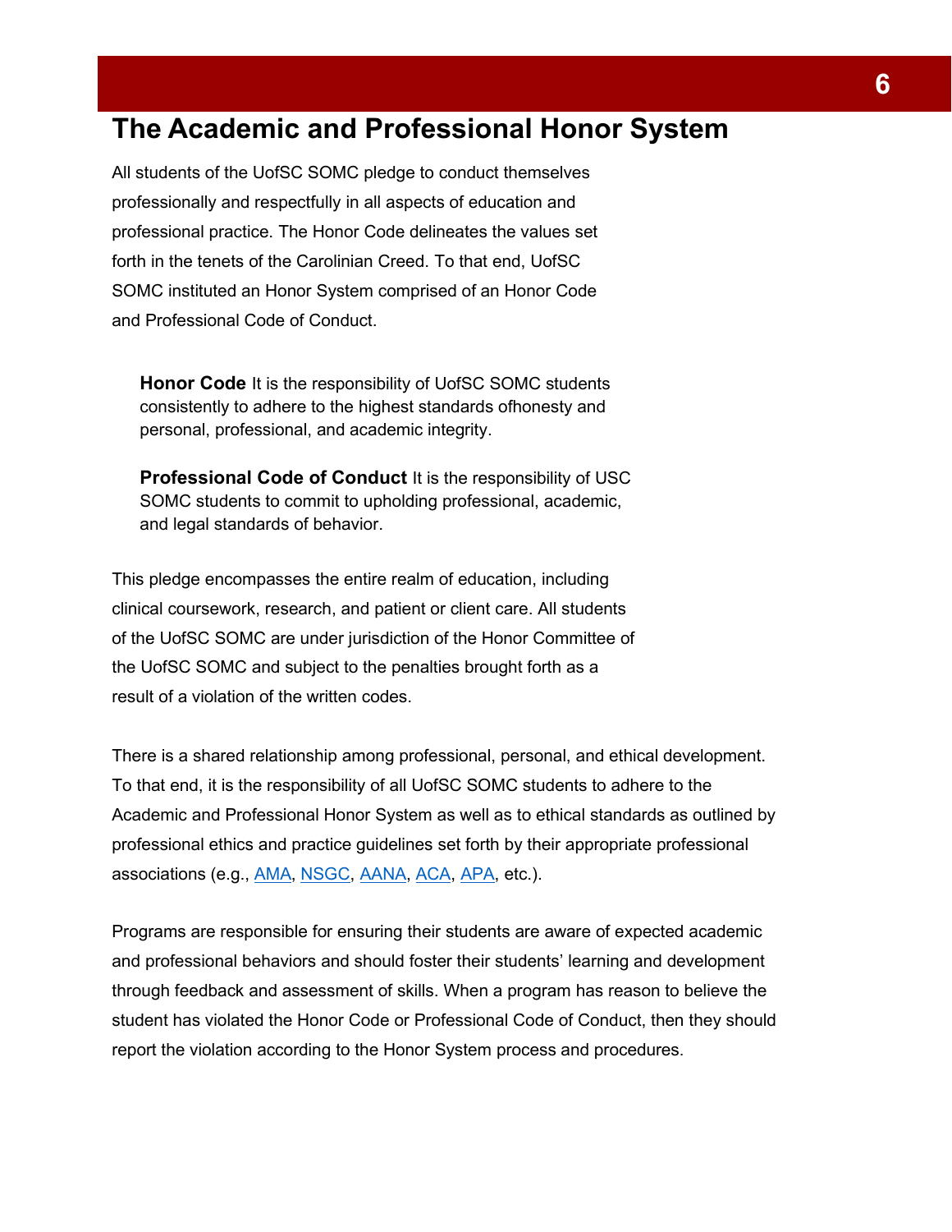# The Academic and Professional Honor System

All students of the UofSC SOMC pledge to conduct themselves professionally and respectfully in all aspects of education and professional practice. The Honor Code delineates the values set forth in the tenets of the Carolinian Creed. To that end, UofSC SOMC instituted an Honor System comprised of an Honor Code and Professional Code of Conduct.

> **Honor Code** It is the responsibility of UofSC SOMC students consistently to adhere to the highest standards ofhonesty and personal, professional, and academic integrity.
>
> **Professional Code of Conduct** It is the responsibility of USC SOMC students to commit to upholding professional, academic, and legal standards of behavior.

This pledge encompasses the entire realm of education, including clinical coursework, research, and patient or client care. All students of the UofSC SOMC are under jurisdiction of the Honor Committee of the UofSC SOMC and subject to the penalties brought forth as a result of a violation of the written codes.

There is a shared relationship among professional, personal, and ethical development. To that end, it is the responsibility of all UofSC SOMC students to adhere to the Academic and Professional Honor System as well as to ethical standards as outlined by professional ethics and practice guidelines set forth by their appropriate professional associations (e.g., AMA, NSGC, AANA, ACA, APA, etc.).

Programs are responsible for ensuring their students are aware of expected academic and professional behaviors and should foster their students' learning and development through feedback and assessment of skills. When a program has reason to believe the student has violated the Honor Code or Professional Code of Conduct, then they should report the violation according to the Honor System process and procedures.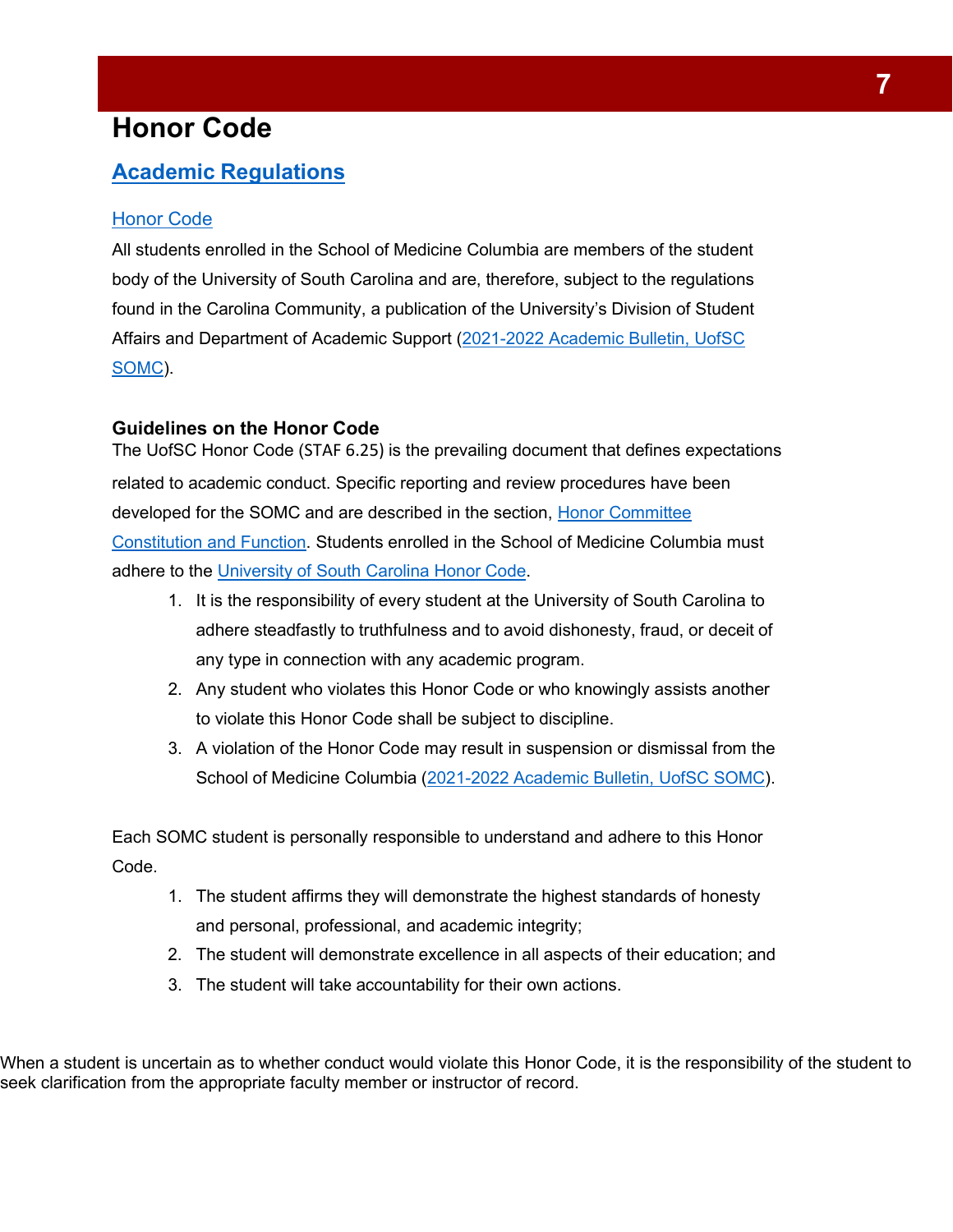# Honor Code

## Academic Regulations

### Honor Code

All students enrolled in the School of Medicine Columbia are members of the student body of the University of South Carolina and are, therefore, subject to the regulations found in the Carolina Community, a publication of the University's Division of Student Affairs and Department of Academic Support (2021-2022 Academic Bulletin, UofSC SOMC).

**Guidelines on the Honor Code**

The UofSC Honor Code (STAF 6.25) is the prevailing document that defines expectations related to academic conduct. Specific reporting and review procedures have been developed for the SOMC and are described in the section, Honor Committee Constitution and Function. Students enrolled in the School of Medicine Columbia must adhere to the University of South Carolina Honor Code.

1. It is the responsibility of every student at the University of South Carolina to adhere steadfastly to truthfulness and to avoid dishonesty, fraud, or deceit of any type in connection with any academic program.
2. Any student who violates this Honor Code or who knowingly assists another to violate this Honor Code shall be subject to discipline.
3. A violation of the Honor Code may result in suspension or dismissal from the School of Medicine Columbia (2021-2022 Academic Bulletin, UofSC SOMC).

Each SOMC student is personally responsible to understand and adhere to this Honor Code.

1. The student affirms they will demonstrate the highest standards of honesty and personal, professional, and academic integrity;
2. The student will demonstrate excellence in all aspects of their education; and
3. The student will take accountability for their own actions.

When a student is uncertain as to whether conduct would violate this Honor Code, it is the responsibility of the student to seek clarification from the appropriate faculty member or instructor of record.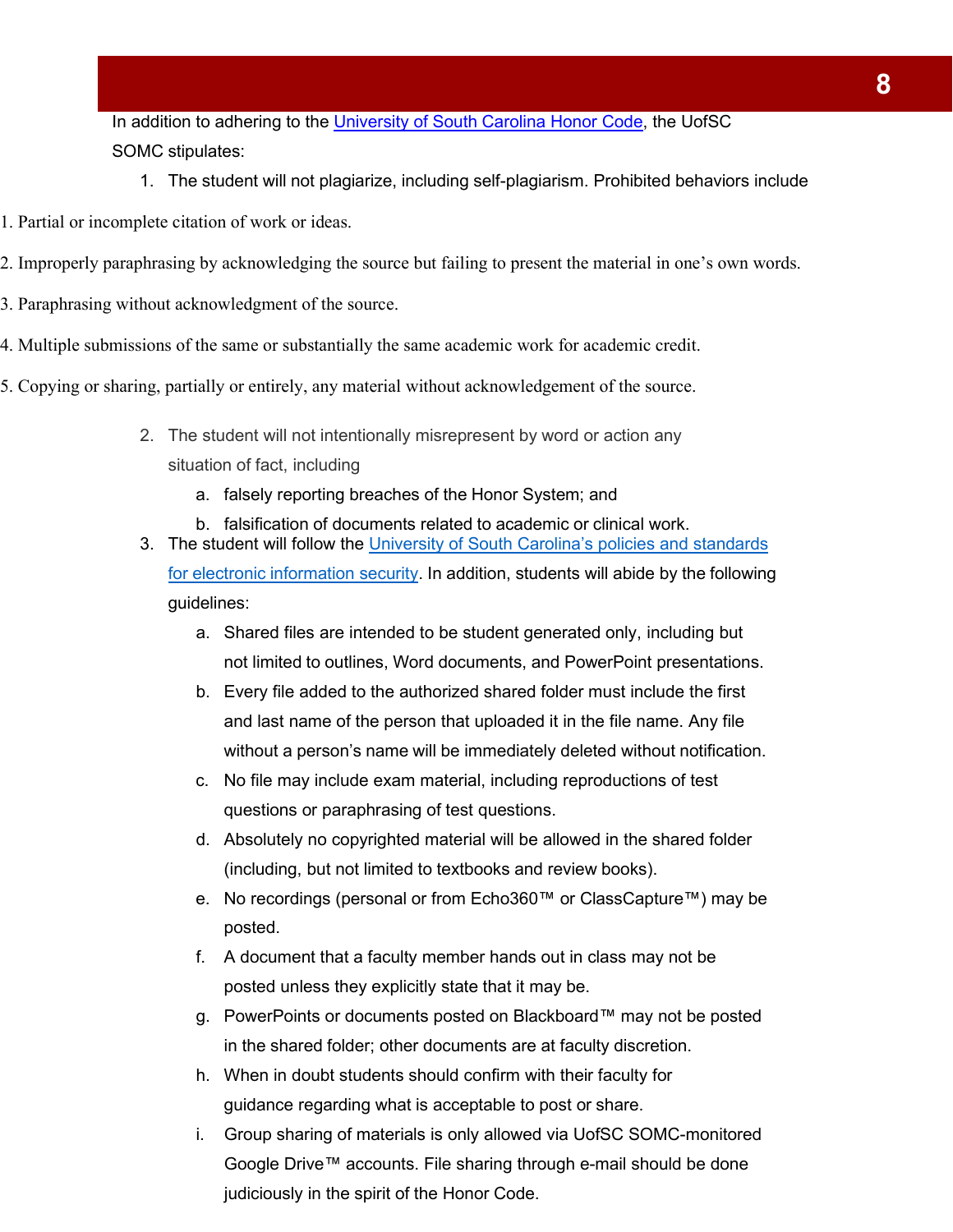In addition to adhering to the [University of South Carolina Honor Code](), the UofSC SOMC stipulates:

1. The student will not plagiarize, including self-plagiarism. Prohibited behaviors include
    1. Partial or incomplete citation of work or ideas.
    2. Improperly paraphrasing by acknowledging the source but failing to present the material in one's own words.
    3. Paraphrasing without acknowledgment of the source.
    4. Multiple submissions of the same or substantially the same academic work for academic credit.
    5. Copying or sharing, partially or entirely, any material without acknowledgement of the source.
2. The student will not intentionally misrepresent by word or action any situation of fact, including
    a. falsely reporting breaches of the Honor System; and
    b. falsification of documents related to academic or clinical work.
3. The student will follow the [University of South Carolina's policies and standards for electronic information security](). In addition, students will abide by the following guidelines:
    a. Shared files are intended to be student generated only, including but not limited to outlines, Word documents, and PowerPoint presentations.
    b. Every file added to the authorized shared folder must include the first and last name of the person that uploaded it in the file name. Any file without a person's name will be immediately deleted without notification.
    c. No file may include exam material, including reproductions of test questions or paraphrasing of test questions.
    d. Absolutely no copyrighted material will be allowed in the shared folder (including, but not limited to textbooks and review books).
    e. No recordings (personal or from Echo360™ or ClassCapture™) may be posted.
    f. A document that a faculty member hands out in class may not be posted unless they explicitly state that it may be.
    g. PowerPoints or documents posted on Blackboard™ may not be posted in the shared folder; other documents are at faculty discretion.
    h. When in doubt students should confirm with their faculty for guidance regarding what is acceptable to post or share.
    i. Group sharing of materials is only allowed via UofSC SOMC-monitored Google Drive™ accounts. File sharing through e-mail should be done judiciously in the spirit of the Honor Code.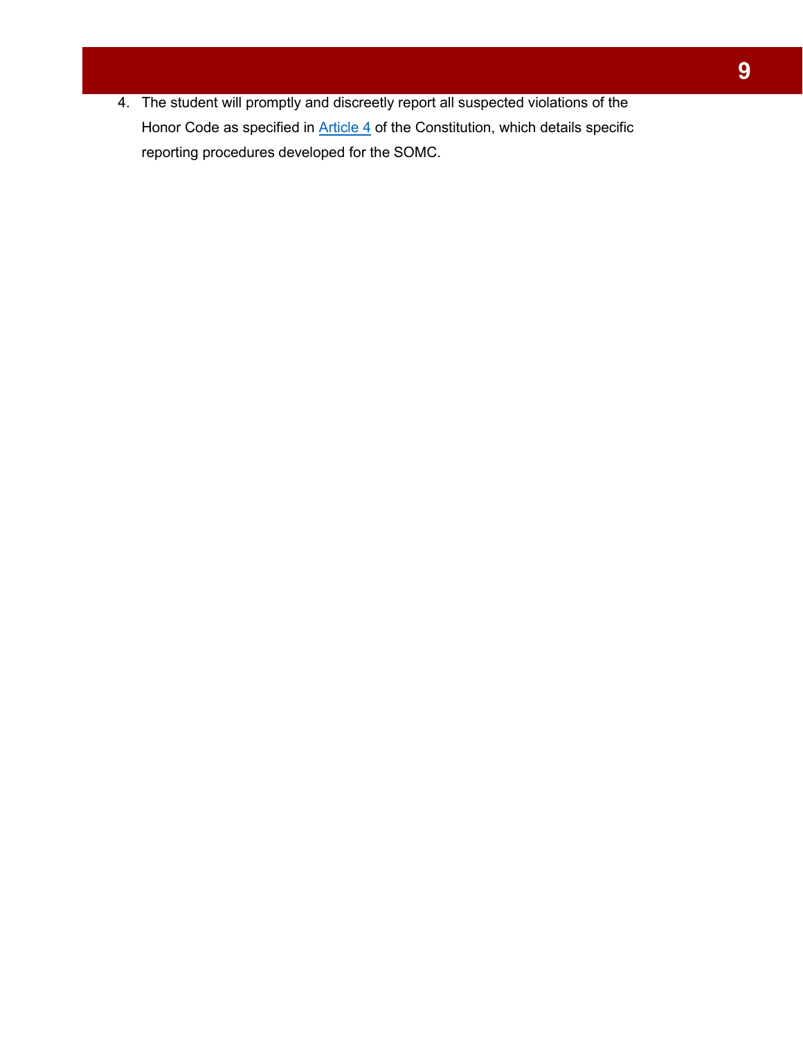4. The student will promptly and discreetly report all suspected violations of the Honor Code as specified in Article 4 of the Constitution, which details specific reporting procedures developed for the SOMC.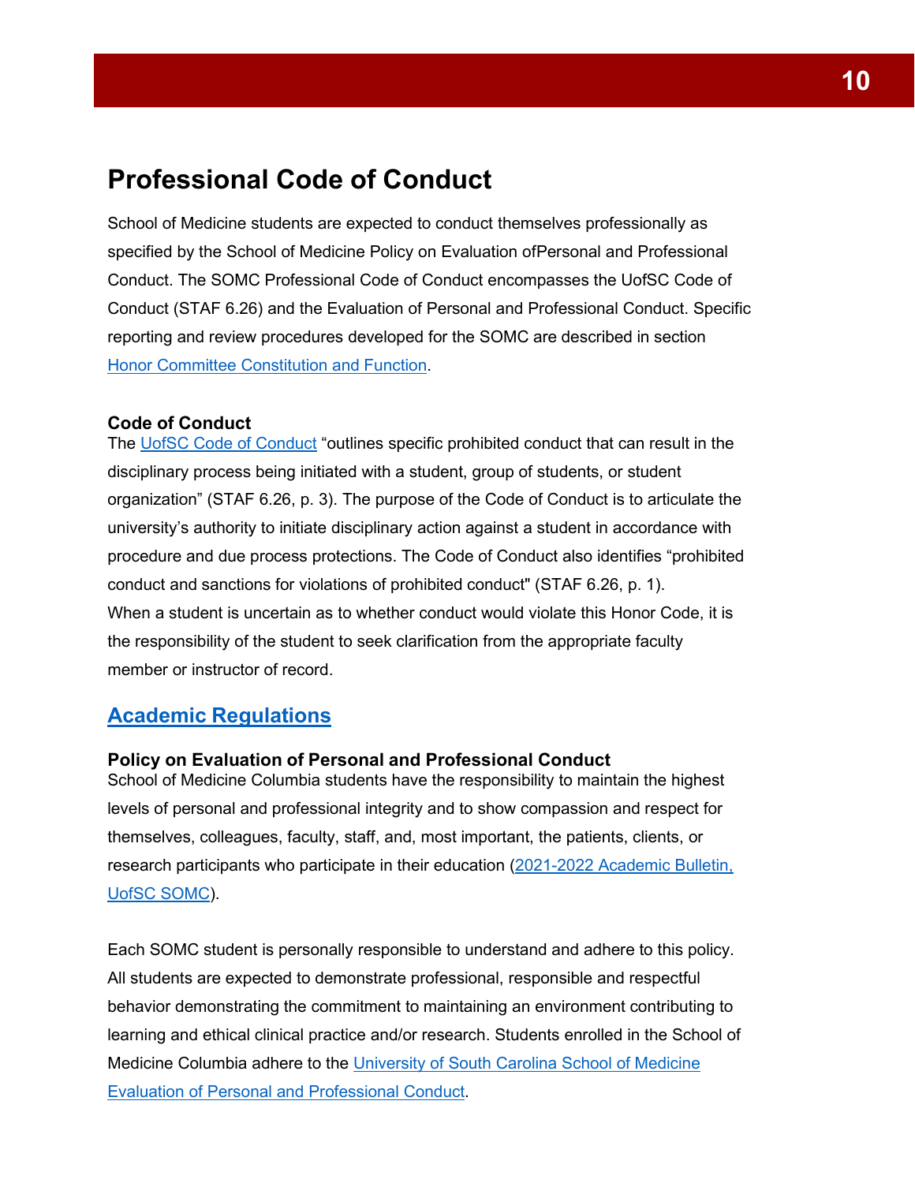## Professional Code of Conduct

School of Medicine students are expected to conduct themselves professionally as specified by the School of Medicine Policy on Evaluation ofPersonal and Professional Conduct. The SOMC Professional Code of Conduct encompasses the UofSC Code of Conduct (STAF 6.26) and the Evaluation of Personal and Professional Conduct. Specific reporting and review procedures developed for the SOMC are described in section Honor Committee Constitution and Function.

### Code of Conduct

The UofSC Code of Conduct “outlines specific prohibited conduct that can result in the disciplinary process being initiated with a student, group of students, or student organization” (STAF 6.26, p. 3). The purpose of the Code of Conduct is to articulate the university’s authority to initiate disciplinary action against a student in accordance with procedure and due process protections. The Code of Conduct also identifies “prohibited conduct and sanctions for violations of prohibited conduct" (STAF 6.26, p. 1). When a student is uncertain as to whether conduct would violate this Honor Code, it is the responsibility of the student to seek clarification from the appropriate faculty member or instructor of record.

## Academic Regulations

### Policy on Evaluation of Personal and Professional Conduct

School of Medicine Columbia students have the responsibility to maintain the highest levels of personal and professional integrity and to show compassion and respect for themselves, colleagues, faculty, staff, and, most important, the patients, clients, or research participants who participate in their education (2021-2022 Academic Bulletin, UofSC SOMC).

Each SOMC student is personally responsible to understand and adhere to this policy. All students are expected to demonstrate professional, responsible and respectful behavior demonstrating the commitment to maintaining an environment contributing to learning and ethical clinical practice and/or research. Students enrolled in the School of Medicine Columbia adhere to the University of South Carolina School of Medicine Evaluation of Personal and Professional Conduct.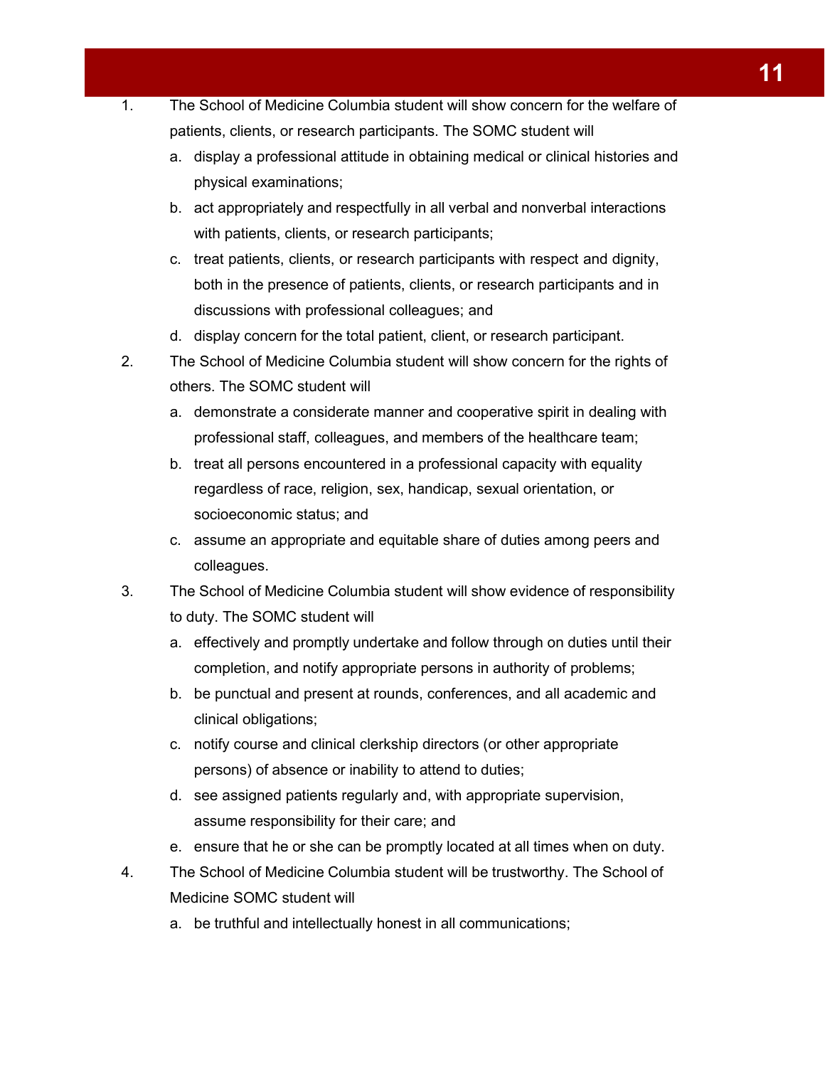1. The School of Medicine Columbia student will show concern for the welfare of patients, clients, or research participants. The SOMC student will
   a. display a professional attitude in obtaining medical or clinical histories and physical examinations;
   b. act appropriately and respectfully in all verbal and nonverbal interactions with patients, clients, or research participants;
   c. treat patients, clients, or research participants with respect and dignity, both in the presence of patients, clients, or research participants and in discussions with professional colleagues; and
   d. display concern for the total patient, client, or research participant.
2. The School of Medicine Columbia student will show concern for the rights of others. The SOMC student will
   a. demonstrate a considerate manner and cooperative spirit in dealing with professional staff, colleagues, and members of the healthcare team;
   b. treat all persons encountered in a professional capacity with equality regardless of race, religion, sex, handicap, sexual orientation, or socioeconomic status; and
   c. assume an appropriate and equitable share of duties among peers and colleagues.
3. The School of Medicine Columbia student will show evidence of responsibility to duty. The SOMC student will
   a. effectively and promptly undertake and follow through on duties until their completion, and notify appropriate persons in authority of problems;
   b. be punctual and present at rounds, conferences, and all academic and clinical obligations;
   c. notify course and clinical clerkship directors (or other appropriate persons) of absence or inability to attend to duties;
   d. see assigned patients regularly and, with appropriate supervision, assume responsibility for their care; and
   e. ensure that he or she can be promptly located at all times when on duty.
4. The School of Medicine Columbia student will be trustworthy. The School of Medicine SOMC student will
   a. be truthful and intellectually honest in all communications;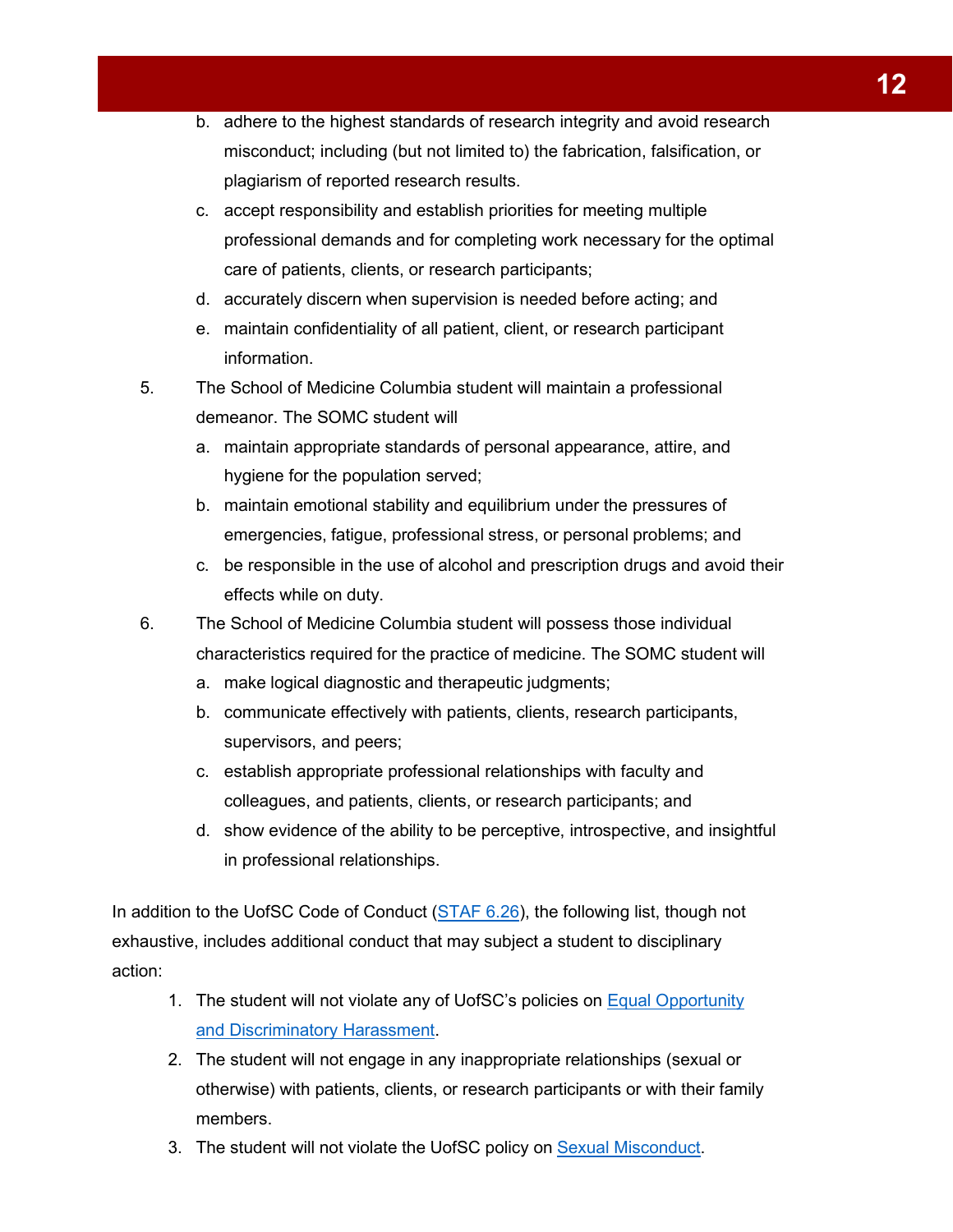b. adhere to the highest standards of research integrity and avoid research misconduct; including (but not limited to) the fabrication, falsification, or plagiarism of reported research results.
   c. accept responsibility and establish priorities for meeting multiple professional demands and for completing work necessary for the optimal care of patients, clients, or research participants;
   d. accurately discern when supervision is needed before acting; and
   e. maintain confidentiality of all patient, client, or research participant information.

5. The School of Medicine Columbia student will maintain a professional demeanor. The SOMC student will
   a. maintain appropriate standards of personal appearance, attire, and hygiene for the population served;
   b. maintain emotional stability and equilibrium under the pressures of emergencies, fatigue, professional stress, or personal problems; and
   c. be responsible in the use of alcohol and prescription drugs and avoid their effects while on duty.

6. The School of Medicine Columbia student will possess those individual characteristics required for the practice of medicine. The SOMC student will
   a. make logical diagnostic and therapeutic judgments;
   b. communicate effectively with patients, clients, research participants, supervisors, and peers;
   c. establish appropriate professional relationships with faculty and colleagues, and patients, clients, or research participants; and
   d. show evidence of the ability to be perceptive, introspective, and insightful in professional relationships.

In addition to the UofSC Code of Conduct (STAF 6.26), the following list, though not exhaustive, includes additional conduct that may subject a student to disciplinary action:

1. The student will not violate any of UofSC's policies on Equal Opportunity and Discriminatory Harassment.
2. The student will not engage in any inappropriate relationships (sexual or otherwise) with patients, clients, or research participants or with their family members.
3. The student will not violate the UofSC policy on Sexual Misconduct.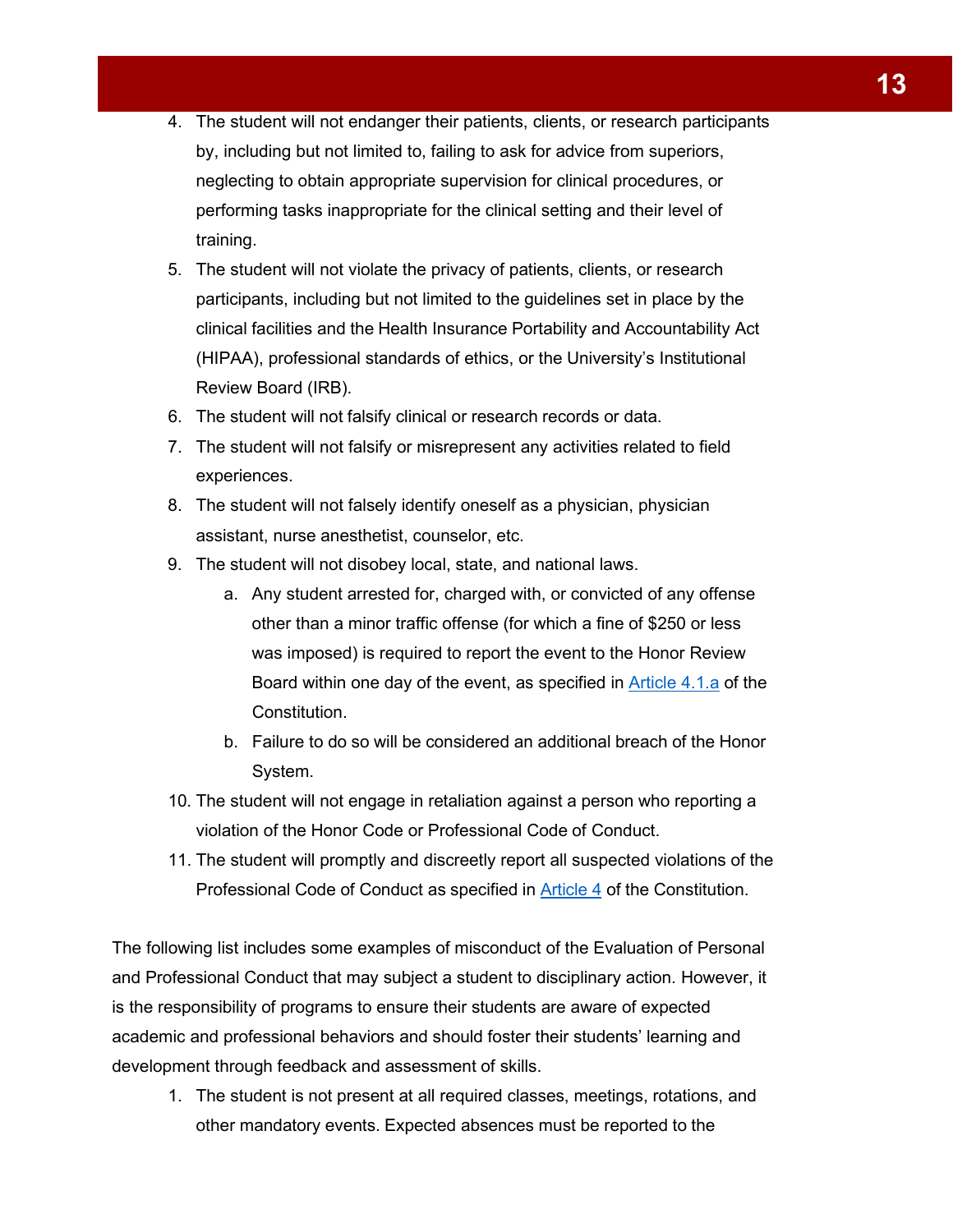4. The student will not endanger their patients, clients, or research participants by, including but not limited to, failing to ask for advice from superiors, neglecting to obtain appropriate supervision for clinical procedures, or performing tasks inappropriate for the clinical setting and their level of training.
5. The student will not violate the privacy of patients, clients, or research participants, including but not limited to the guidelines set in place by the clinical facilities and the Health Insurance Portability and Accountability Act (HIPAA), professional standards of ethics, or the University's Institutional Review Board (IRB).
6. The student will not falsify clinical or research records or data.
7. The student will not falsify or misrepresent any activities related to field experiences.
8. The student will not falsely identify oneself as a physician, physician assistant, nurse anesthetist, counselor, etc.
9. The student will not disobey local, state, and national laws.
    a. Any student arrested for, charged with, or convicted of any offense other than a minor traffic offense (for which a fine of $250 or less was imposed) is required to report the event to the Honor Review Board within one day of the event, as specified in Article 4.1.a of the Constitution.
    b. Failure to do so will be considered an additional breach of the Honor System.
10. The student will not engage in retaliation against a person who reporting a violation of the Honor Code or Professional Code of Conduct.
11. The student will promptly and discreetly report all suspected violations of the Professional Code of Conduct as specified in Article 4 of the Constitution.

The following list includes some examples of misconduct of the Evaluation of Personal and Professional Conduct that may subject a student to disciplinary action. However, it is the responsibility of programs to ensure their students are aware of expected academic and professional behaviors and should foster their students' learning and development through feedback and assessment of skills.

1. The student is not present at all required classes, meetings, rotations, and other mandatory events. Expected absences must be reported to the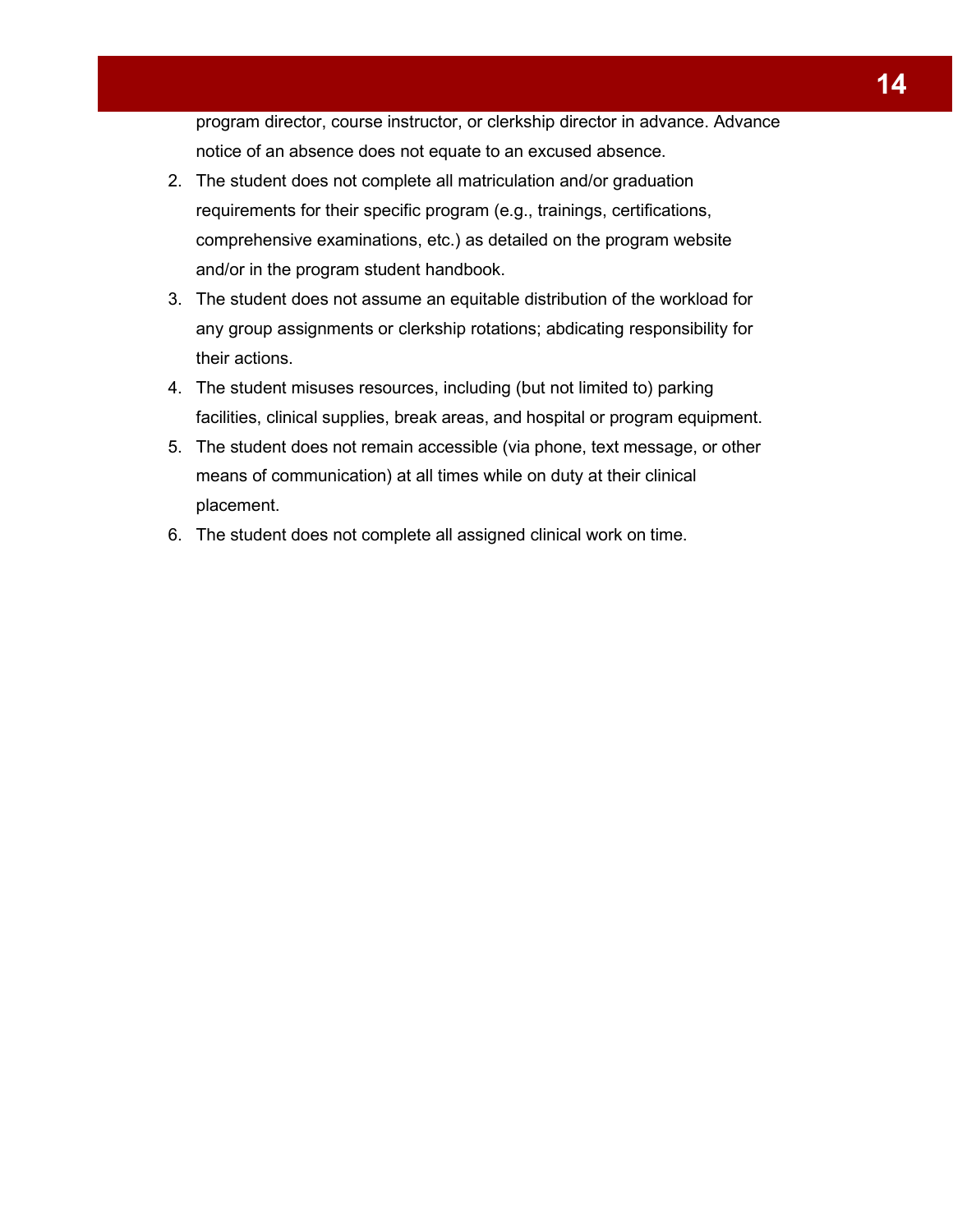program director, course instructor, or clerkship director in advance. Advance notice of an absence does not equate to an excused absence.

2. The student does not complete all matriculation and/or graduation requirements for their specific program (e.g., trainings, certifications, comprehensive examinations, etc.) as detailed on the program website and/or in the program student handbook.
3. The student does not assume an equitable distribution of the workload for any group assignments or clerkship rotations; abdicating responsibility for their actions.
4. The student misuses resources, including (but not limited to) parking facilities, clinical supplies, break areas, and hospital or program equipment.
5. The student does not remain accessible (via phone, text message, or other means of communication) at all times while on duty at their clinical placement.
6. The student does not complete all assigned clinical work on time.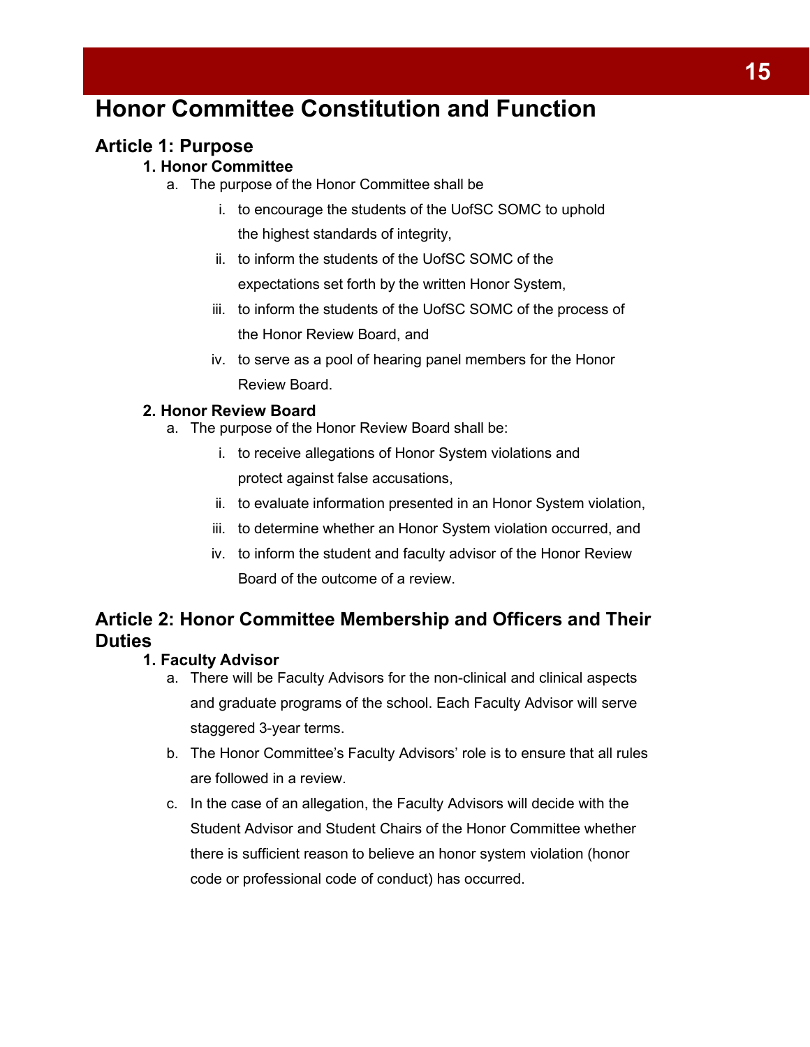# Honor Committee Constitution and Function

## Article 1: Purpose

### 1. Honor Committee

a. The purpose of the Honor Committee shall be

   i. to encourage the students of the UofSC SOMC to uphold the highest standards of integrity,

   ii. to inform the students of the UofSC SOMC of the expectations set forth by the written Honor System,

   iii. to inform the students of the UofSC SOMC of the process of the Honor Review Board, and

   iv. to serve as a pool of hearing panel members for the Honor Review Board.

### 2. Honor Review Board

a. The purpose of the Honor Review Board shall be:

   i. to receive allegations of Honor System violations and protect against false accusations,

   ii. to evaluate information presented in an Honor System violation,

   iii. to determine whether an Honor System violation occurred, and

   iv. to inform the student and faculty advisor of the Honor Review Board of the outcome of a review.

## Article 2: Honor Committee Membership and Officers and Their Duties

### 1. Faculty Advisor

a. There will be Faculty Advisors for the non-clinical and clinical aspects and graduate programs of the school. Each Faculty Advisor will serve staggered 3-year terms.

b. The Honor Committee's Faculty Advisors' role is to ensure that all rules are followed in a review.

c. In the case of an allegation, the Faculty Advisors will decide with the Student Advisor and Student Chairs of the Honor Committee whether there is sufficient reason to believe an honor system violation (honor code or professional code of conduct) has occurred.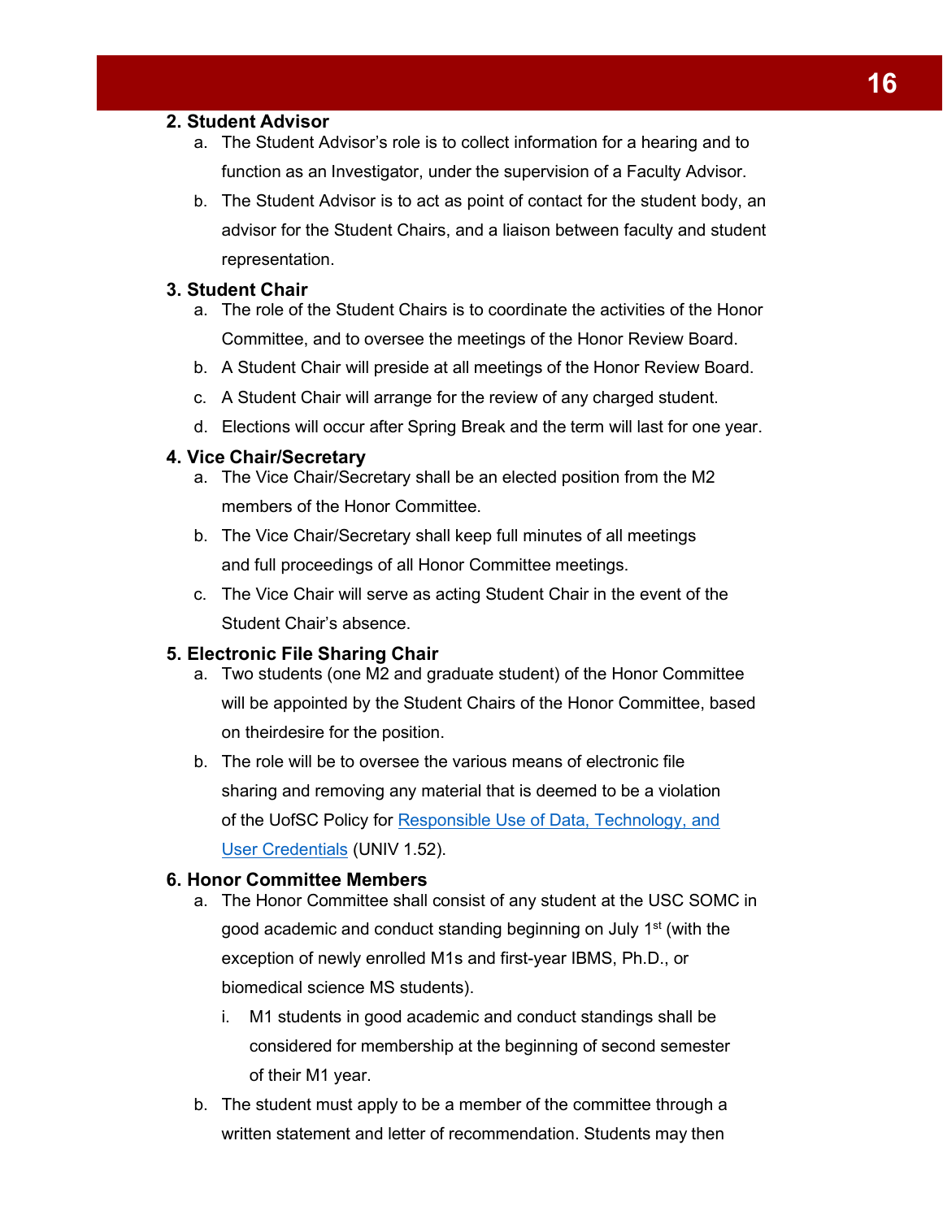### 2. Student Advisor

a. The Student Advisor's role is to collect information for a hearing and to function as an Investigator, under the supervision of a Faculty Advisor.

b. The Student Advisor is to act as point of contact for the student body, an advisor for the Student Chairs, and a liaison between faculty and student representation.

### 3. Student Chair

a. The role of the Student Chairs is to coordinate the activities of the Honor Committee, and to oversee the meetings of the Honor Review Board.

b. A Student Chair will preside at all meetings of the Honor Review Board.

c. A Student Chair will arrange for the review of any charged student.

d. Elections will occur after Spring Break and the term will last for one year.

### 4. Vice Chair/Secretary

a. The Vice Chair/Secretary shall be an elected position from the M2 members of the Honor Committee.

b. The Vice Chair/Secretary shall keep full minutes of all meetings and full proceedings of all Honor Committee meetings.

c. The Vice Chair will serve as acting Student Chair in the event of the Student Chair's absence.

### 5. Electronic File Sharing Chair

a. Two students (one M2 and graduate student) of the Honor Committee will be appointed by the Student Chairs of the Honor Committee, based on theirdesire for the position.

b. The role will be to oversee the various means of electronic file sharing and removing any material that is deemed to be a violation of the UofSC Policy for Responsible Use of Data, Technology, and User Credentials (UNIV 1.52).

### 6. Honor Committee Members

a. The Honor Committee shall consist of any student at the USC SOMC in good academic and conduct standing beginning on July 1st (with the exception of newly enrolled M1s and first-year IBMS, Ph.D., or biomedical science MS students).

   i. M1 students in good academic and conduct standings shall be considered for membership at the beginning of second semester of their M1 year.

b. The student must apply to be a member of the committee through a written statement and letter of recommendation. Students may then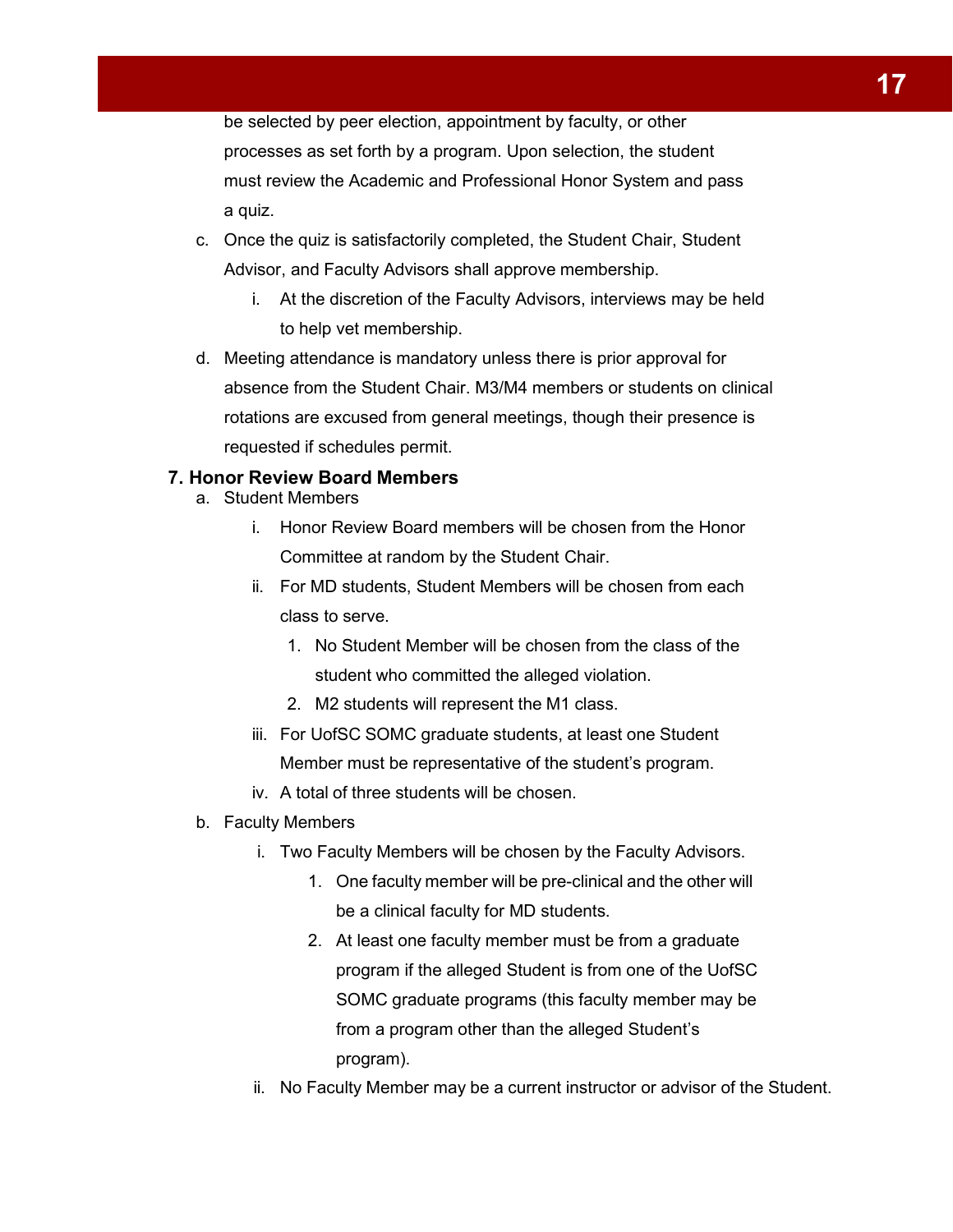be selected by peer election, appointment by faculty, or other processes as set forth by a program. Upon selection, the student must review the Academic and Professional Honor System and pass a quiz.

c. Once the quiz is satisfactorily completed, the Student Chair, Student Advisor, and Faculty Advisors shall approve membership.
    i. At the discretion of the Faculty Advisors, interviews may be held to help vet membership.
d. Meeting attendance is mandatory unless there is prior approval for absence from the Student Chair. M3/M4 members or students on clinical rotations are excused from general meetings, though their presence is requested if schedules permit.

### 7. Honor Review Board Members

a. Student Members
    i. Honor Review Board members will be chosen from the Honor Committee at random by the Student Chair.
    ii. For MD students, Student Members will be chosen from each class to serve.
        1. No Student Member will be chosen from the class of the student who committed the alleged violation.
        2. M2 students will represent the M1 class.
    iii. For UofSC SOMC graduate students, at least one Student Member must be representative of the student's program.
    iv. A total of three students will be chosen.
b. Faculty Members
    i. Two Faculty Members will be chosen by the Faculty Advisors.
        1. One faculty member will be pre-clinical and the other will be a clinical faculty for MD students.
        2. At least one faculty member must be from a graduate program if the alleged Student is from one of the UofSC SOMC graduate programs (this faculty member may be from a program other than the alleged Student's program).
    ii. No Faculty Member may be a current instructor or advisor of the Student.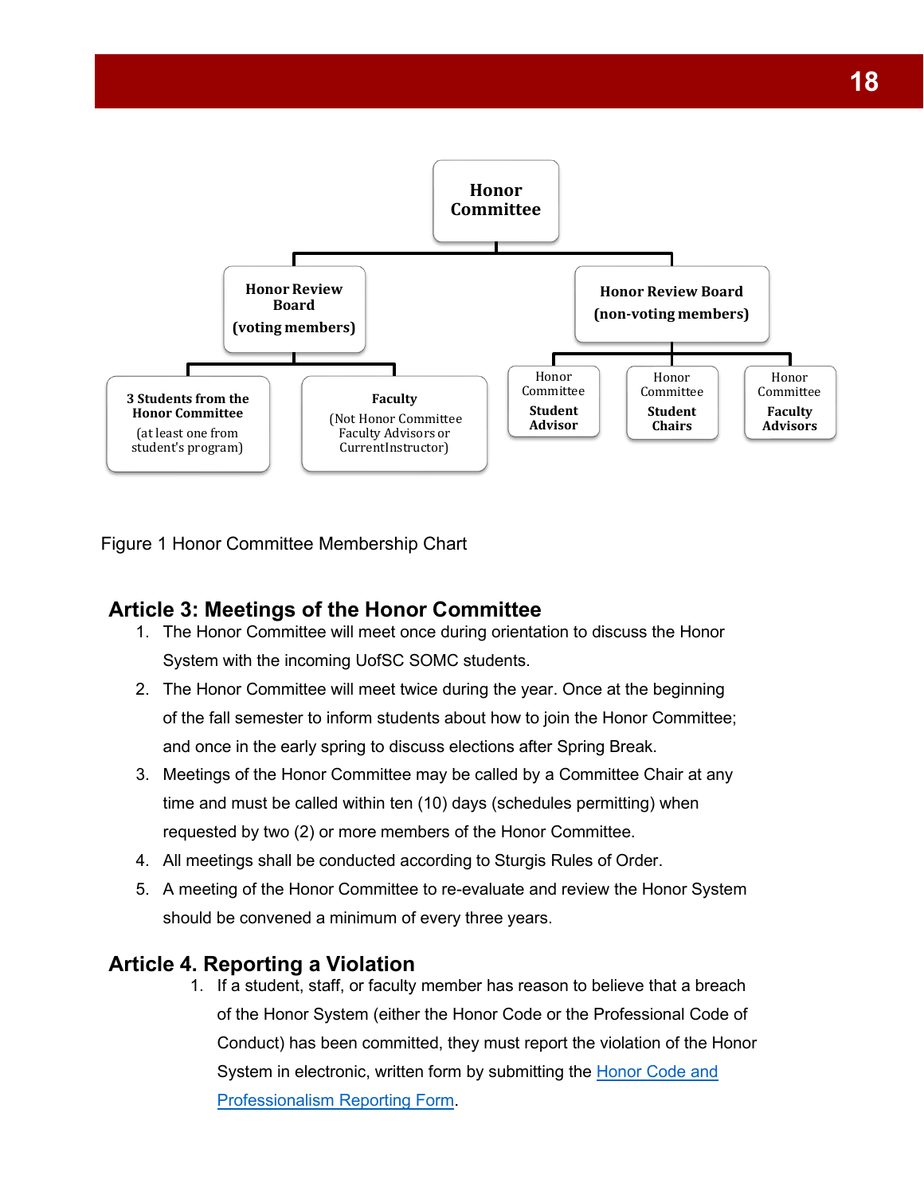Honor Committee

- Honor Review Board (voting members)
  - 3 Students from the Honor Committee (at least one from student's program)
  - Faculty (Not Honor Committee Faculty Advisors or CurrentInstructor)
- Honor Review Board (non-voting members)
  - Honor Committee **Student Advisor**
  - Honor Committee **Student Chairs**
  - Honor Committee **Faculty Advisors**

Figure 1 Honor Committee Membership Chart

## Article 3: Meetings of the Honor Committee

1. The Honor Committee will meet once during orientation to discuss the Honor System with the incoming UofSC SOMC students.
2. The Honor Committee will meet twice during the year. Once at the beginning of the fall semester to inform students about how to join the Honor Committee; and once in the early spring to discuss elections after Spring Break.
3. Meetings of the Honor Committee may be called by a Committee Chair at any time and must be called within ten (10) days (schedules permitting) when requested by two (2) or more members of the Honor Committee.
4. All meetings shall be conducted according to Sturgis Rules of Order.
5. A meeting of the Honor Committee to re-evaluate and review the Honor System should be convened a minimum of every three years.

## Article 4. Reporting a Violation

1. If a student, staff, or faculty member has reason to believe that a breach of the Honor System (either the Honor Code or the Professional Code of Conduct) has been committed, they must report the violation of the Honor System in electronic, written form by submitting the Honor Code and Professionalism Reporting Form.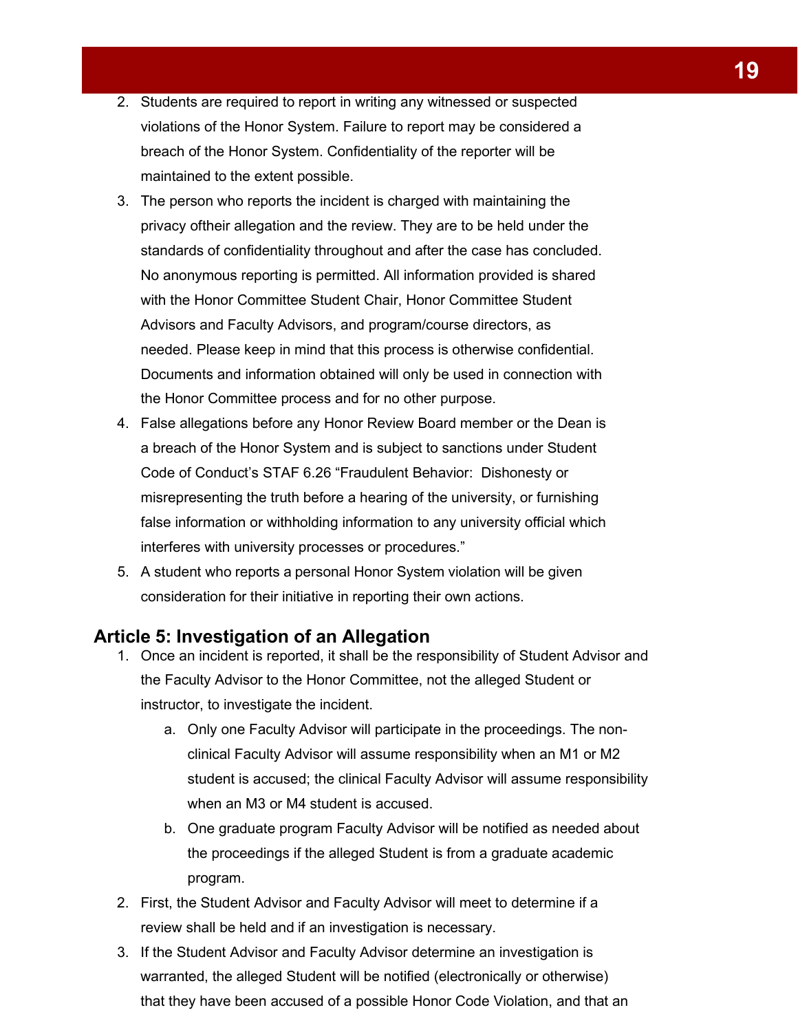2. Students are required to report in writing any witnessed or suspected violations of the Honor System. Failure to report may be considered a breach of the Honor System. Confidentiality of the reporter will be maintained to the extent possible.
3. The person who reports the incident is charged with maintaining the privacy oftheir allegation and the review. They are to be held under the standards of confidentiality throughout and after the case has concluded. No anonymous reporting is permitted. All information provided is shared with the Honor Committee Student Chair, Honor Committee Student Advisors and Faculty Advisors, and program/course directors, as needed. Please keep in mind that this process is otherwise confidential. Documents and information obtained will only be used in connection with the Honor Committee process and for no other purpose.
4. False allegations before any Honor Review Board member or the Dean is a breach of the Honor System and is subject to sanctions under Student Code of Conduct's STAF 6.26 "Fraudulent Behavior: Dishonesty or misrepresenting the truth before a hearing of the university, or furnishing false information or withholding information to any university official which interferes with university processes or procedures."
5. A student who reports a personal Honor System violation will be given consideration for their initiative in reporting their own actions.

## Article 5: Investigation of an Allegation

1. Once an incident is reported, it shall be the responsibility of Student Advisor and the Faculty Advisor to the Honor Committee, not the alleged Student or instructor, to investigate the incident.
   a. Only one Faculty Advisor will participate in the proceedings. The non-clinical Faculty Advisor will assume responsibility when an M1 or M2 student is accused; the clinical Faculty Advisor will assume responsibility when an M3 or M4 student is accused.
   b. One graduate program Faculty Advisor will be notified as needed about the proceedings if the alleged Student is from a graduate academic program.
2. First, the Student Advisor and Faculty Advisor will meet to determine if a review shall be held and if an investigation is necessary.
3. If the Student Advisor and Faculty Advisor determine an investigation is warranted, the alleged Student will be notified (electronically or otherwise) that they have been accused of a possible Honor Code Violation, and that an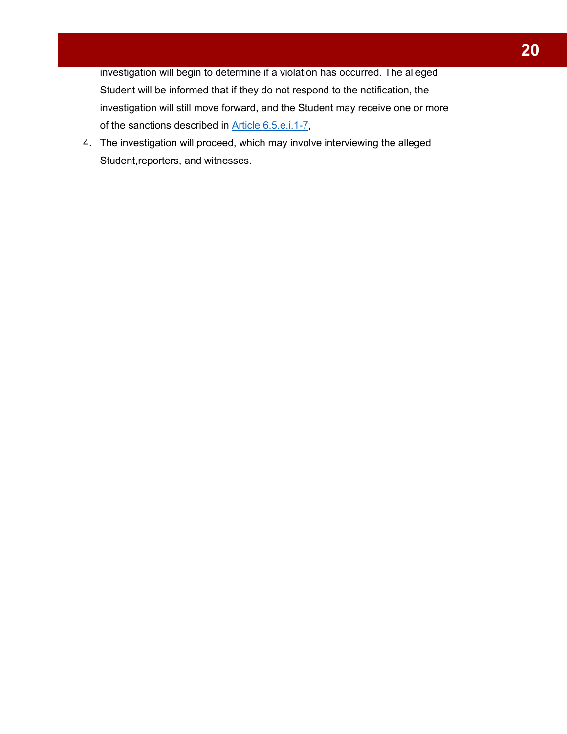investigation will begin to determine if a violation has occurred. The alleged Student will be informed that if they do not respond to the notification, the investigation will still move forward, and the Student may receive one or more of the sanctions described in Article 6.5.e.i.1-7,

4. The investigation will proceed, which may involve interviewing the alleged Student,reporters, and witnesses.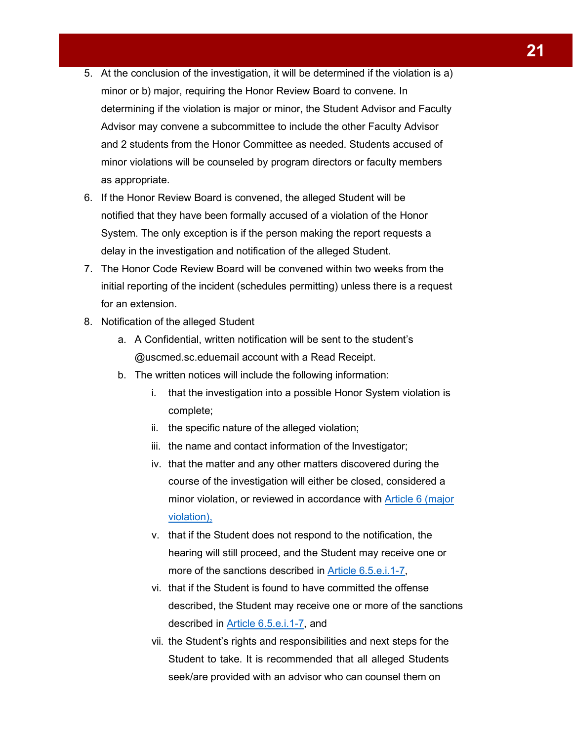5. At the conclusion of the investigation, it will be determined if the violation is a) minor or b) major, requiring the Honor Review Board to convene. In determining if the violation is major or minor, the Student Advisor and Faculty Advisor may convene a subcommittee to include the other Faculty Advisor and 2 students from the Honor Committee as needed. Students accused of minor violations will be counseled by program directors or faculty members as appropriate.
6. If the Honor Review Board is convened, the alleged Student will be notified that they have been formally accused of a violation of the Honor System. The only exception is if the person making the report requests a delay in the investigation and notification of the alleged Student.
7. The Honor Code Review Board will be convened within two weeks from the initial reporting of the incident (schedules permitting) unless there is a request for an extension.
8. Notification of the alleged Student
    a. A Confidential, written notification will be sent to the student's @uscmed.sc.eduemail account with a Read Receipt.
    b. The written notices will include the following information:
        i. that the investigation into a possible Honor System violation is complete;
        ii. the specific nature of the alleged violation;
        iii. the name and contact information of the Investigator;
        iv. that the matter and any other matters discovered during the course of the investigation will either be closed, considered a minor violation, or reviewed in accordance with [Article 6 (major violation),](#)
        v. that if the Student does not respond to the notification, the hearing will still proceed, and the Student may receive one or more of the sanctions described in [Article 6.5.e.i.1-7](#),
        vi. that if the Student is found to have committed the offense described, the Student may receive one or more of the sanctions described in [Article 6.5.e.i.1-7](#), and
        vii. the Student's rights and responsibilities and next steps for the Student to take. It is recommended that all alleged Students seek/are provided with an advisor who can counsel them on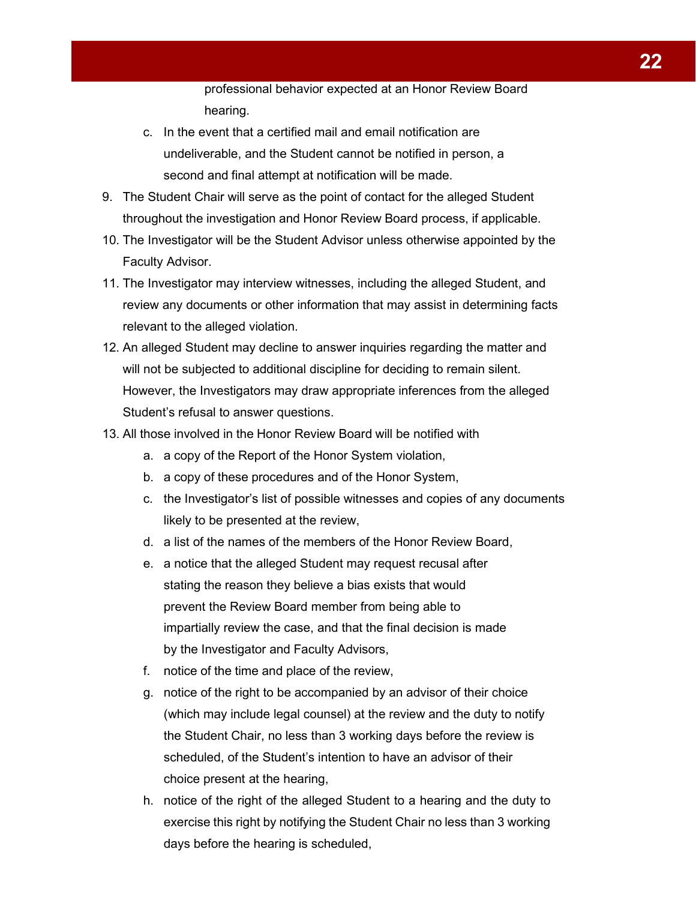professional behavior expected at an Honor Review Board hearing.

   c. In the event that a certified mail and email notification are undeliverable, and the Student cannot be notified in person, a second and final attempt at notification will be made.

9. The Student Chair will serve as the point of contact for the alleged Student throughout the investigation and Honor Review Board process, if applicable.
10. The Investigator will be the Student Advisor unless otherwise appointed by the Faculty Advisor.
11. The Investigator may interview witnesses, including the alleged Student, and review any documents or other information that may assist in determining facts relevant to the alleged violation.
12. An alleged Student may decline to answer inquiries regarding the matter and will not be subjected to additional discipline for deciding to remain silent. However, the Investigators may draw appropriate inferences from the alleged Student's refusal to answer questions.
13. All those involved in the Honor Review Board will be notified with
    a. a copy of the Report of the Honor System violation,
    b. a copy of these procedures and of the Honor System,
    c. the Investigator's list of possible witnesses and copies of any documents likely to be presented at the review,
    d. a list of the names of the members of the Honor Review Board,
    e. a notice that the alleged Student may request recusal after stating the reason they believe a bias exists that would prevent the Review Board member from being able to impartially review the case, and that the final decision is made by the Investigator and Faculty Advisors,
    f. notice of the time and place of the review,
    g. notice of the right to be accompanied by an advisor of their choice (which may include legal counsel) at the review and the duty to notify the Student Chair, no less than 3 working days before the review is scheduled, of the Student's intention to have an advisor of their choice present at the hearing,
    h. notice of the right of the alleged Student to a hearing and the duty to exercise this right by notifying the Student Chair no less than 3 working days before the hearing is scheduled,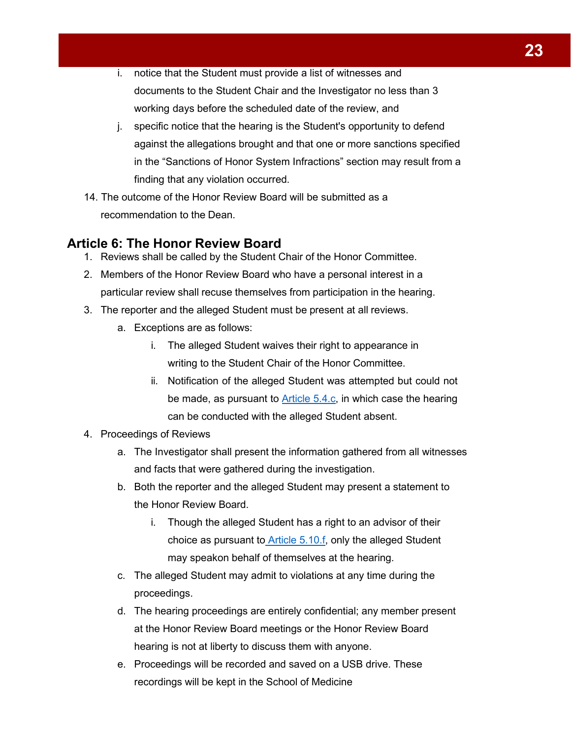i. notice that the Student must provide a list of witnesses and documents to the Student Chair and the Investigator no less than 3 working days before the scheduled date of the review, and
    j. specific notice that the hearing is the Student's opportunity to defend against the allegations brought and that one or more sanctions specified in the "Sanctions of Honor System Infractions" section may result from a finding that any violation occurred.
14. The outcome of the Honor Review Board will be submitted as a recommendation to the Dean.

## Article 6: The Honor Review Board

1. Reviews shall be called by the Student Chair of the Honor Committee.
2. Members of the Honor Review Board who have a personal interest in a particular review shall recuse themselves from participation in the hearing.
3. The reporter and the alleged Student must be present at all reviews.
    a. Exceptions are as follows:
        i. The alleged Student waives their right to appearance in writing to the Student Chair of the Honor Committee.
        ii. Notification of the alleged Student was attempted but could not be made, as pursuant to Article 5.4.c, in which case the hearing can be conducted with the alleged Student absent.
4. Proceedings of Reviews
    a. The Investigator shall present the information gathered from all witnesses and facts that were gathered during the investigation.
    b. Both the reporter and the alleged Student may present a statement to the Honor Review Board.
        i. Though the alleged Student has a right to an advisor of their choice as pursuant to Article 5.10.f, only the alleged Student may speakon behalf of themselves at the hearing.
    c. The alleged Student may admit to violations at any time during the proceedings.
    d. The hearing proceedings are entirely confidential; any member present at the Honor Review Board meetings or the Honor Review Board hearing is not at liberty to discuss them with anyone.
    e. Proceedings will be recorded and saved on a USB drive. These recordings will be kept in the School of Medicine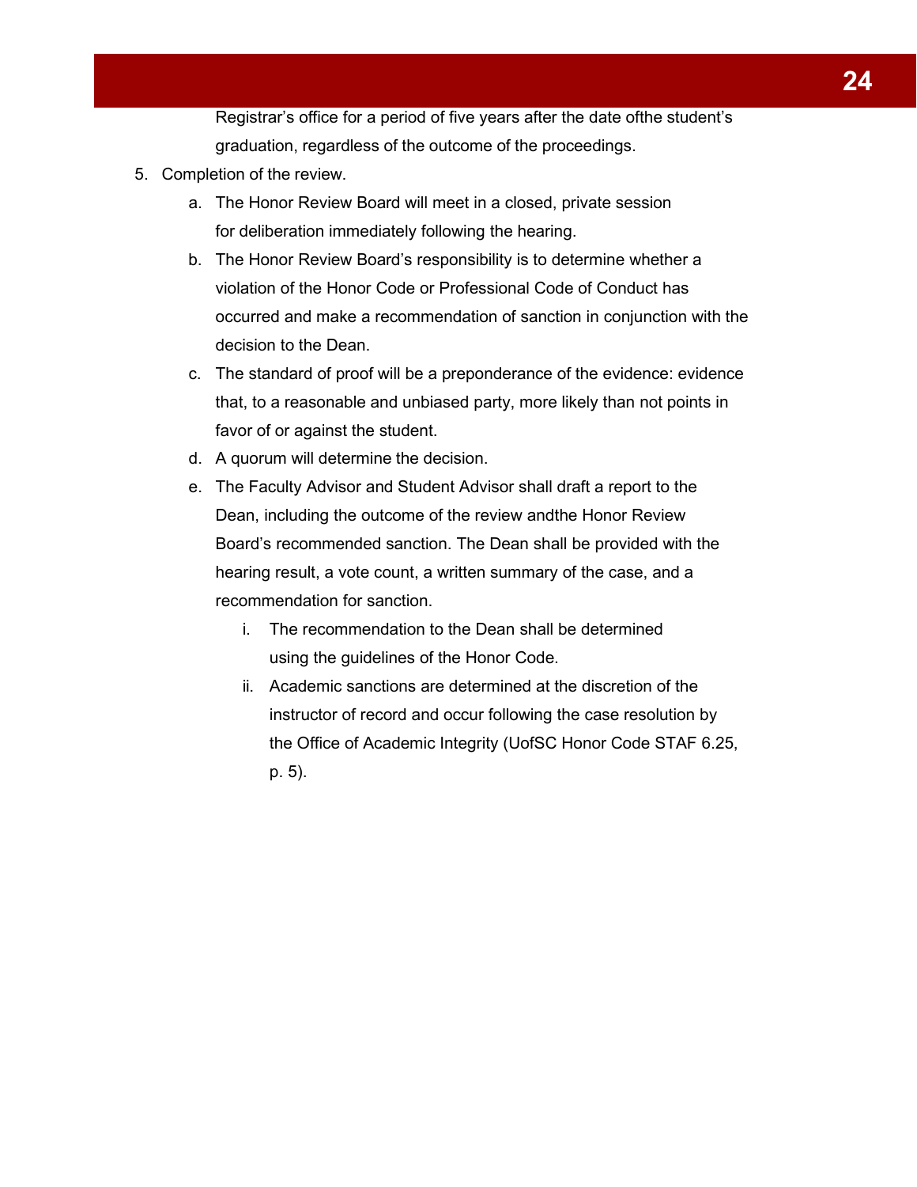Registrar's office for a period of five years after the date ofthe student's graduation, regardless of the outcome of the proceedings.

5. Completion of the review.
    a. The Honor Review Board will meet in a closed, private session for deliberation immediately following the hearing.
    b. The Honor Review Board's responsibility is to determine whether a violation of the Honor Code or Professional Code of Conduct has occurred and make a recommendation of sanction in conjunction with the decision to the Dean.
    c. The standard of proof will be a preponderance of the evidence: evidence that, to a reasonable and unbiased party, more likely than not points in favor of or against the student.
    d. A quorum will determine the decision.
    e. The Faculty Advisor and Student Advisor shall draft a report to the Dean, including the outcome of the review andthe Honor Review Board's recommended sanction. The Dean shall be provided with the hearing result, a vote count, a written summary of the case, and a recommendation for sanction.
        i. The recommendation to the Dean shall be determined using the guidelines of the Honor Code.
        ii. Academic sanctions are determined at the discretion of the instructor of record and occur following the case resolution by the Office of Academic Integrity (UofSC Honor Code STAF 6.25, p. 5).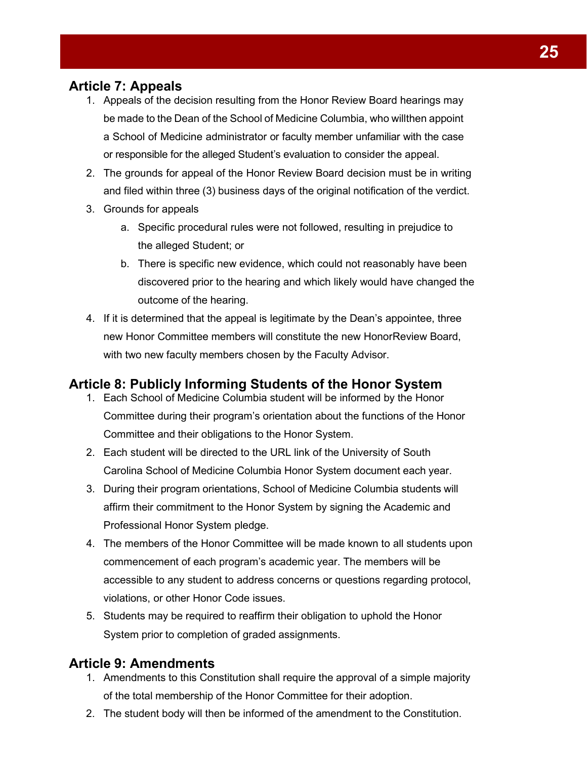## Article 7: Appeals

1. Appeals of the decision resulting from the Honor Review Board hearings may be made to the Dean of the School of Medicine Columbia, who willthen appoint a School of Medicine administrator or faculty member unfamiliar with the case or responsible for the alleged Student's evaluation to consider the appeal.
2. The grounds for appeal of the Honor Review Board decision must be in writing and filed within three (3) business days of the original notification of the verdict.
3. Grounds for appeals
    a. Specific procedural rules were not followed, resulting in prejudice to the alleged Student; or
    b. There is specific new evidence, which could not reasonably have been discovered prior to the hearing and which likely would have changed the outcome of the hearing.
4. If it is determined that the appeal is legitimate by the Dean's appointee, three new Honor Committee members will constitute the new HonorReview Board, with two new faculty members chosen by the Faculty Advisor.

## Article 8: Publicly Informing Students of the Honor System

1. Each School of Medicine Columbia student will be informed by the Honor Committee during their program's orientation about the functions of the Honor Committee and their obligations to the Honor System.
2. Each student will be directed to the URL link of the University of South Carolina School of Medicine Columbia Honor System document each year.
3. During their program orientations, School of Medicine Columbia students will affirm their commitment to the Honor System by signing the Academic and Professional Honor System pledge.
4. The members of the Honor Committee will be made known to all students upon commencement of each program's academic year. The members will be accessible to any student to address concerns or questions regarding protocol, violations, or other Honor Code issues.
5. Students may be required to reaffirm their obligation to uphold the Honor System prior to completion of graded assignments.

## Article 9: Amendments

1. Amendments to this Constitution shall require the approval of a simple majority of the total membership of the Honor Committee for their adoption.
2. The student body will then be informed of the amendment to the Constitution.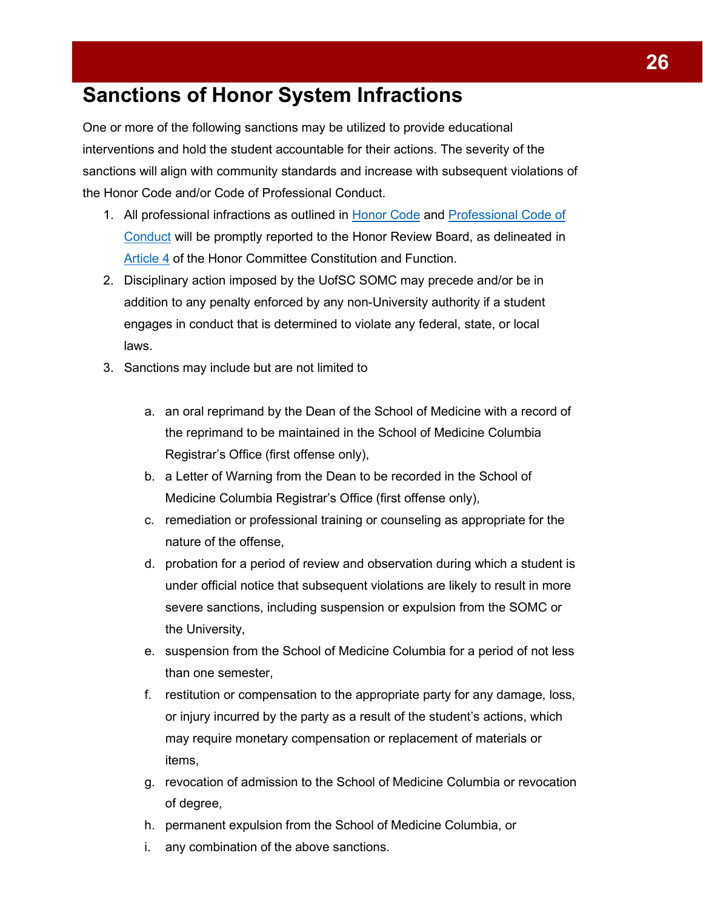# Sanctions of Honor System Infractions

One or more of the following sanctions may be utilized to provide educational interventions and hold the student accountable for their actions. The severity of the sanctions will align with community standards and increase with subsequent violations of the Honor Code and/or Code of Professional Conduct.

1. All professional infractions as outlined in Honor Code and Professional Code of Conduct will be promptly reported to the Honor Review Board, as delineated in Article 4 of the Honor Committee Constitution and Function.
2. Disciplinary action imposed by the UofSC SOMC may precede and/or be in addition to any penalty enforced by any non-University authority if a student engages in conduct that is determined to violate any federal, state, or local laws.
3. Sanctions may include but are not limited to

    a. an oral reprimand by the Dean of the School of Medicine with a record of the reprimand to be maintained in the School of Medicine Columbia Registrar's Office (first offense only),

    b. a Letter of Warning from the Dean to be recorded in the School of Medicine Columbia Registrar's Office (first offense only),

    c. remediation or professional training or counseling as appropriate for the nature of the offense,

    d. probation for a period of review and observation during which a student is under official notice that subsequent violations are likely to result in more severe sanctions, including suspension or expulsion from the SOMC or the University,

    e. suspension from the School of Medicine Columbia for a period of not less than one semester,

    f. restitution or compensation to the appropriate party for any damage, loss, or injury incurred by the party as a result of the student's actions, which may require monetary compensation or replacement of materials or items,

    g. revocation of admission to the School of Medicine Columbia or revocation of degree,

    h. permanent expulsion from the School of Medicine Columbia, or

    i. any combination of the above sanctions.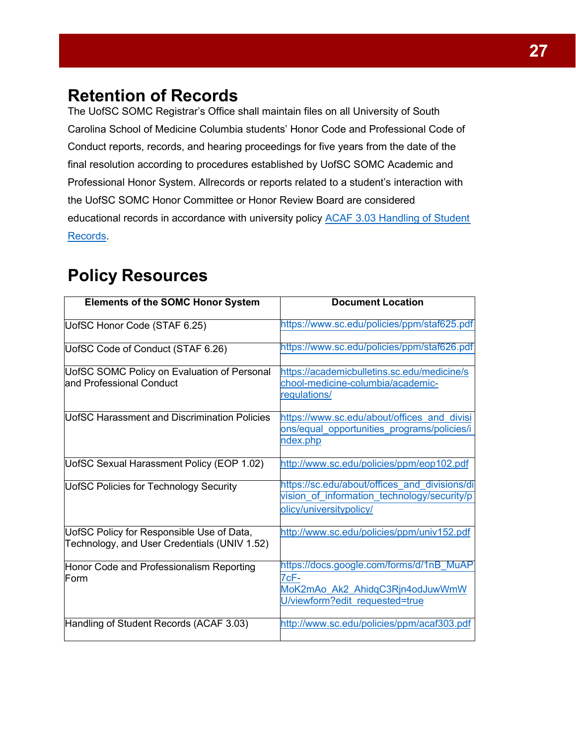## Retention of Records

The UofSC SOMC Registrar's Office shall maintain files on all University of South Carolina School of Medicine Columbia students' Honor Code and Professional Code of Conduct reports, records, and hearing proceedings for five years from the date of the final resolution according to procedures established by UofSC SOMC Academic and Professional Honor System. Allrecords or reports related to a student's interaction with the UofSC SOMC Honor Committee or Honor Review Board are considered educational records in accordance with university policy ACAF 3.03 Handling of Student Records.

## Policy Resources

| Elements of the SOMC Honor System | Document Location |
|---|---|
| UofSC Honor Code (STAF 6.25) | https://www.sc.edu/policies/ppm/staf625.pdf |
| UofSC Code of Conduct (STAF 6.26) | https://www.sc.edu/policies/ppm/staf626.pdf |
| UofSC SOMC Policy on Evaluation of Personal and Professional Conduct | https://academicbulletins.sc.edu/medicine/school-medicine-columbia/academic-regulations/ |
| UofSC Harassment and Discrimination Policies | https://www.sc.edu/about/offices_and_divisions/equal_opportunities_programs/policies/index.php |
| UofSC Sexual Harassment Policy (EOP 1.02) | http://www.sc.edu/policies/ppm/eop102.pdf |
| UofSC Policies for Technology Security | https://sc.edu/about/offices_and_divisions/division_of_information_technology/security/policy/universitypolicy/ |
| UofSC Policy for Responsible Use of Data, Technology, and User Credentials (UNIV 1.52) | http://www.sc.edu/policies/ppm/univ152.pdf |
| Honor Code and Professionalism Reporting Form | https://docs.google.com/forms/d/1nB_MuAP7cF-MoK2mAo_Ak2_AhidqC3Rjn4odJuwWmWU/viewform?edit_requested=true |
| Handling of Student Records (ACAF 3.03) | http://www.sc.edu/policies/ppm/acaf303.pdf |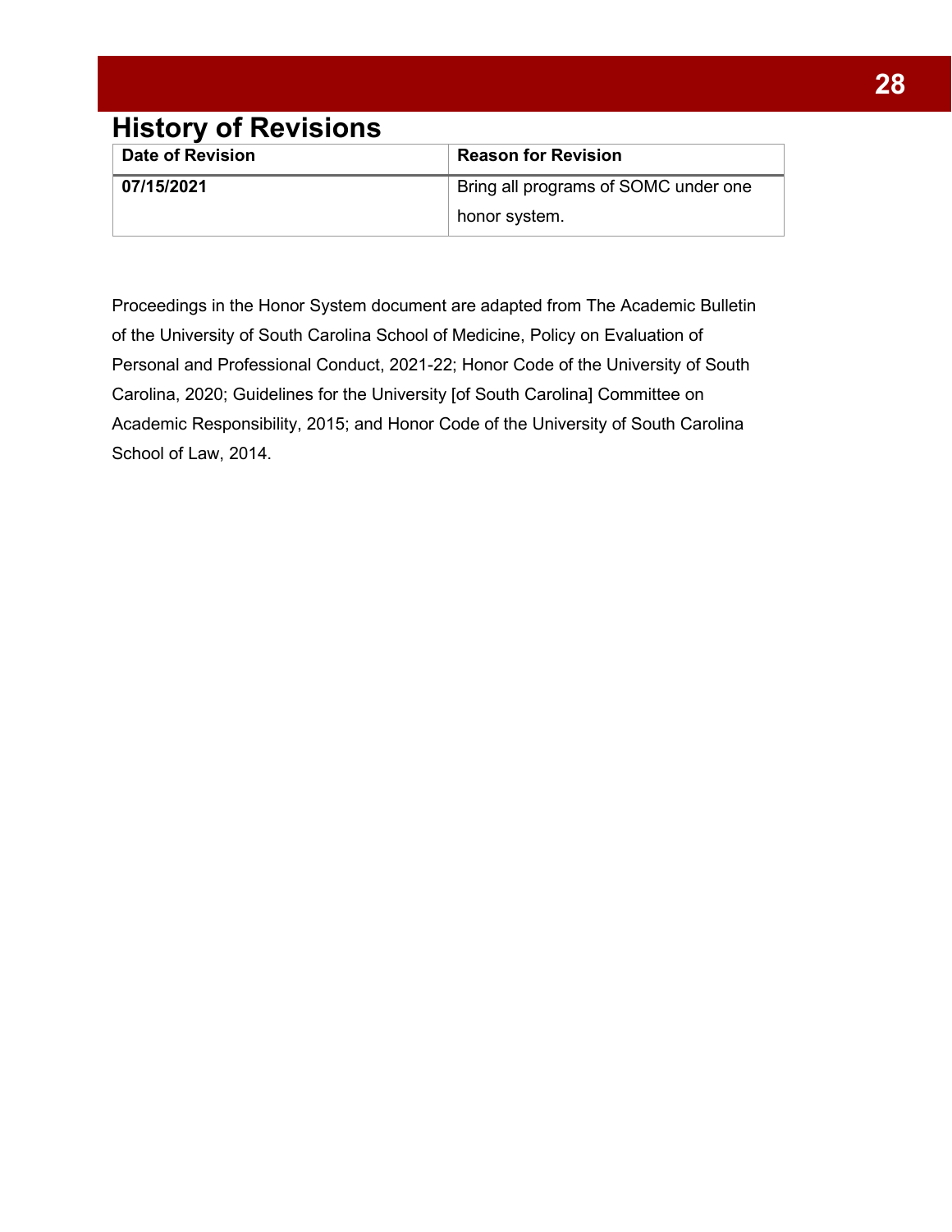# History of Revisions

| Date of Revision | Reason for Revision |
|---|---|
| **07/15/2021** | Bring all programs of SOMC under one honor system. |

Proceedings in the Honor System document are adapted from The Academic Bulletin of the University of South Carolina School of Medicine, Policy on Evaluation of Personal and Professional Conduct, 2021-22; Honor Code of the University of South Carolina, 2020; Guidelines for the University [of South Carolina] Committee on Academic Responsibility, 2015; and Honor Code of the University of South Carolina School of Law, 2014.